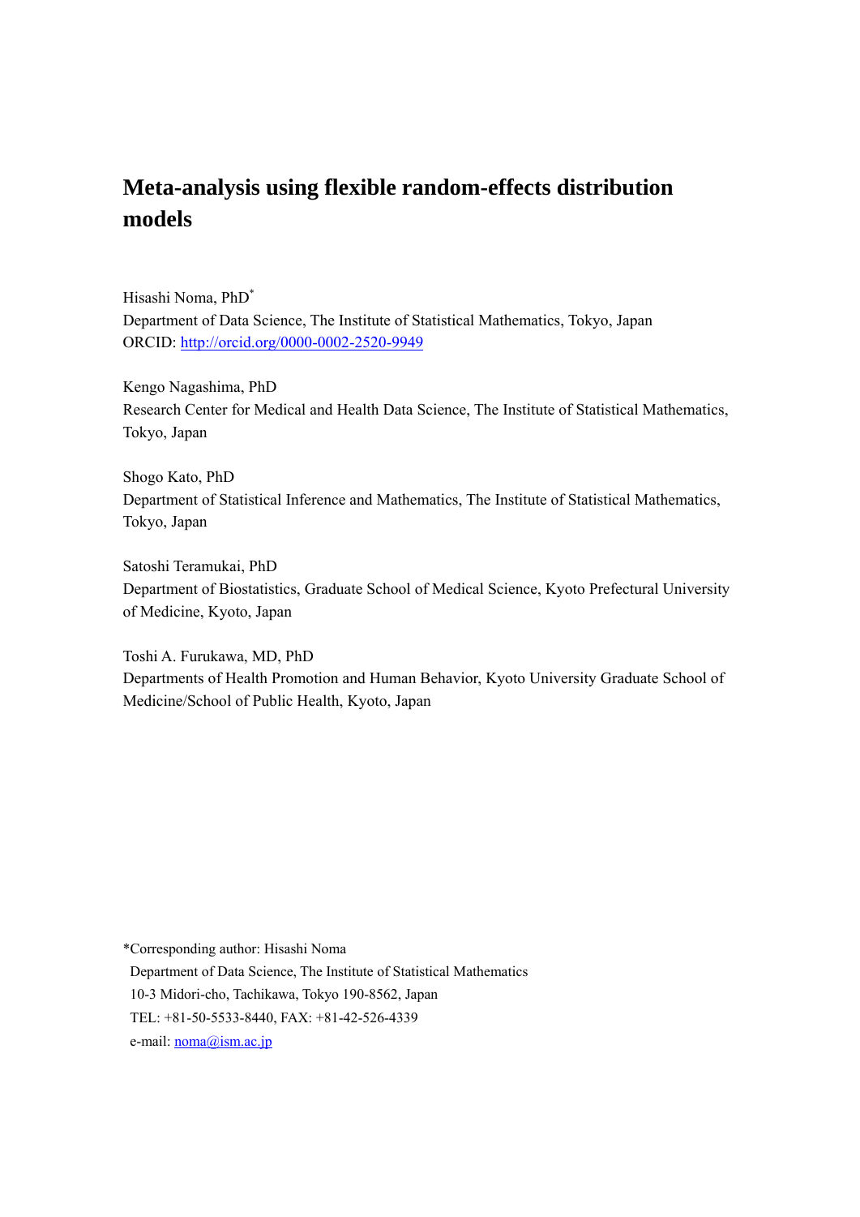# Meta-analysis using flexible random-effects distribution models

Hisashi Noma, PhD*  
Department of Data Science, The Institute of Statistical Mathematics, Tokyo, Japan  
ORCID: http://orcid.org/0000-0002-2520-9949

Kengo Nagashima, PhD  
Research Center for Medical and Health Data Science, The Institute of Statistical Mathematics, Tokyo, Japan

Shogo Kato, PhD  
Department of Statistical Inference and Mathematics, The Institute of Statistical Mathematics, Tokyo, Japan

Satoshi Teramukai, PhD  
Department of Biostatistics, Graduate School of Medical Science, Kyoto Prefectural University of Medicine, Kyoto, Japan

Toshi A. Furukawa, MD, PhD  
Departments of Health Promotion and Human Behavior, Kyoto University Graduate School of Medicine/School of Public Health, Kyoto, Japan

*Corresponding author: Hisashi Noma  
Department of Data Science, The Institute of Statistical Mathematics  
10-3 Midori-cho, Tachikawa, Tokyo 190-8562, Japan  
TEL: +81-50-5533-8440, FAX: +81-42-526-4339  
e-mail: noma@ism.ac.jp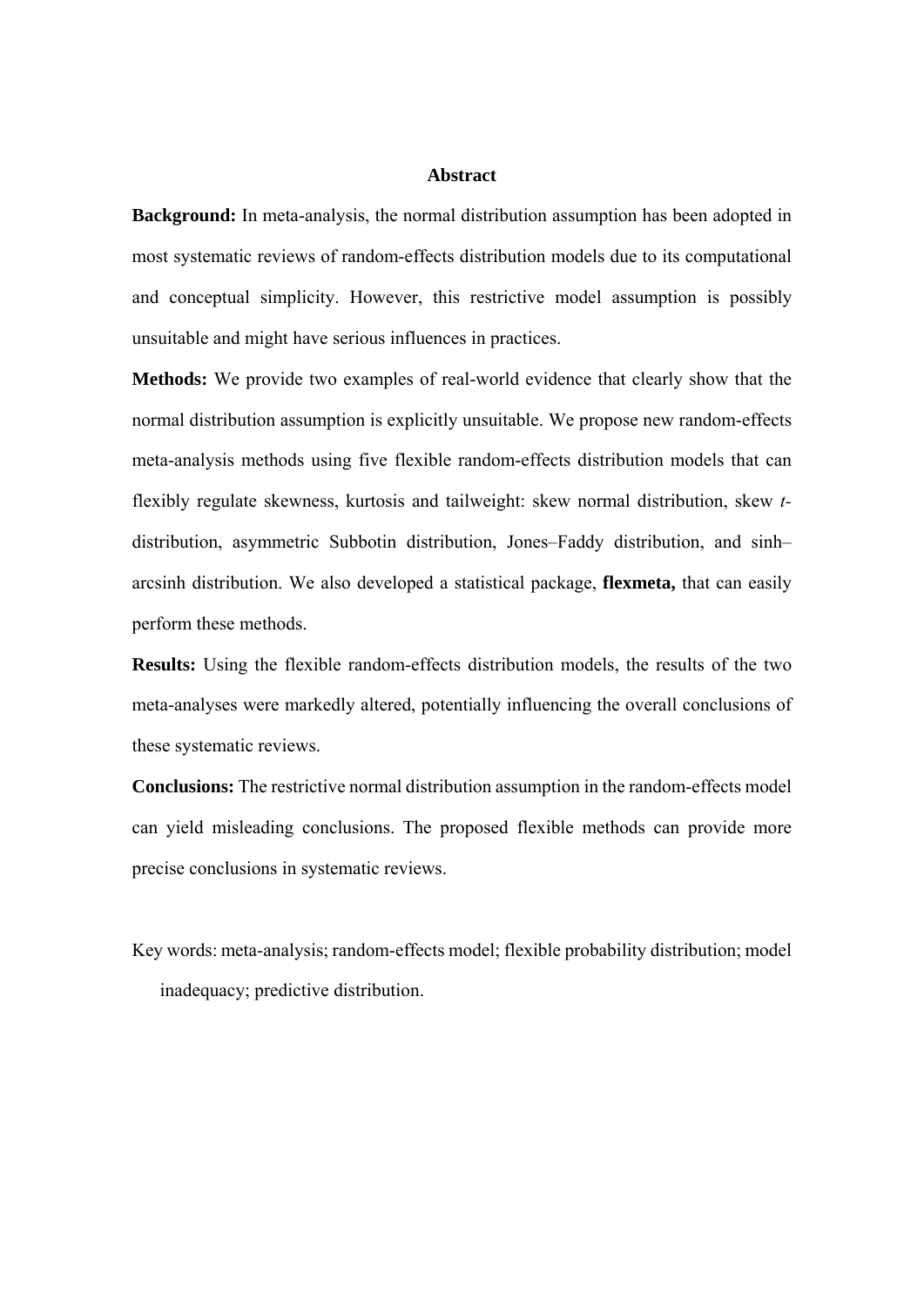## Abstract

**Background:** In meta-analysis, the normal distribution assumption has been adopted in most systematic reviews of random-effects distribution models due to its computational and conceptual simplicity. However, this restrictive model assumption is possibly unsuitable and might have serious influences in practices.

**Methods:** We provide two examples of real-world evidence that clearly show that the normal distribution assumption is explicitly unsuitable. We propose new random-effects meta-analysis methods using five flexible random-effects distribution models that can flexibly regulate skewness, kurtosis and tailweight: skew normal distribution, skew *t*-distribution, asymmetric Subbotin distribution, Jones–Faddy distribution, and sinh–arcsinh distribution. We also developed a statistical package, **flexmeta,** that can easily perform these methods.

**Results:** Using the flexible random-effects distribution models, the results of the two meta-analyses were markedly altered, potentially influencing the overall conclusions of these systematic reviews.

**Conclusions:** The restrictive normal distribution assumption in the random-effects model can yield misleading conclusions. The proposed flexible methods can provide more precise conclusions in systematic reviews.

Key words: meta-analysis; random-effects model; flexible probability distribution; model inadequacy; predictive distribution.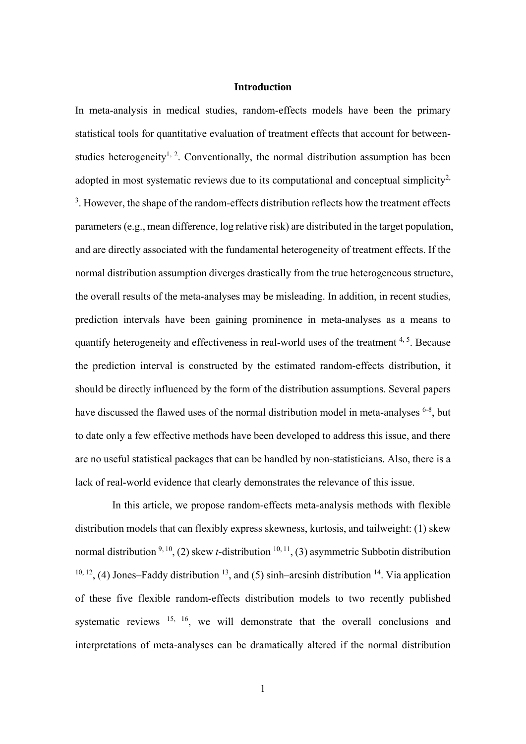## Introduction

In meta-analysis in medical studies, random-effects models have been the primary statistical tools for quantitative evaluation of treatment effects that account for between-studies heterogeneity[1, 2]. Conventionally, the normal distribution assumption has been adopted in most systematic reviews due to its computational and conceptual simplicity[2, 3]. However, the shape of the random-effects distribution reflects how the treatment effects parameters (e.g., mean difference, log relative risk) are distributed in the target population, and are directly associated with the fundamental heterogeneity of treatment effects. If the normal distribution assumption diverges drastically from the true heterogeneous structure, the overall results of the meta-analyses may be misleading. In addition, in recent studies, prediction intervals have been gaining prominence in meta-analyses as a means to quantify heterogeneity and effectiveness in real-world uses of the treatment [4, 5]. Because the prediction interval is constructed by the estimated random-effects distribution, it should be directly influenced by the form of the distribution assumptions. Several papers have discussed the flawed uses of the normal distribution model in meta-analyses [6-8], but to date only a few effective methods have been developed to address this issue, and there are no useful statistical packages that can be handled by non-statisticians. Also, there is a lack of real-world evidence that clearly demonstrates the relevance of this issue.

In this article, we propose random-effects meta-analysis methods with flexible distribution models that can flexibly express skewness, kurtosis, and tailweight: (1) skew normal distribution [9, 10], (2) skew *t*-distribution [10, 11], (3) asymmetric Subbotin distribution [10, 12], (4) Jones–Faddy distribution [13], and (5) sinh–arcsinh distribution [14]. Via application of these five flexible random-effects distribution models to two recently published systematic reviews [15, 16], we will demonstrate that the overall conclusions and interpretations of meta-analyses can be dramatically altered if the normal distribution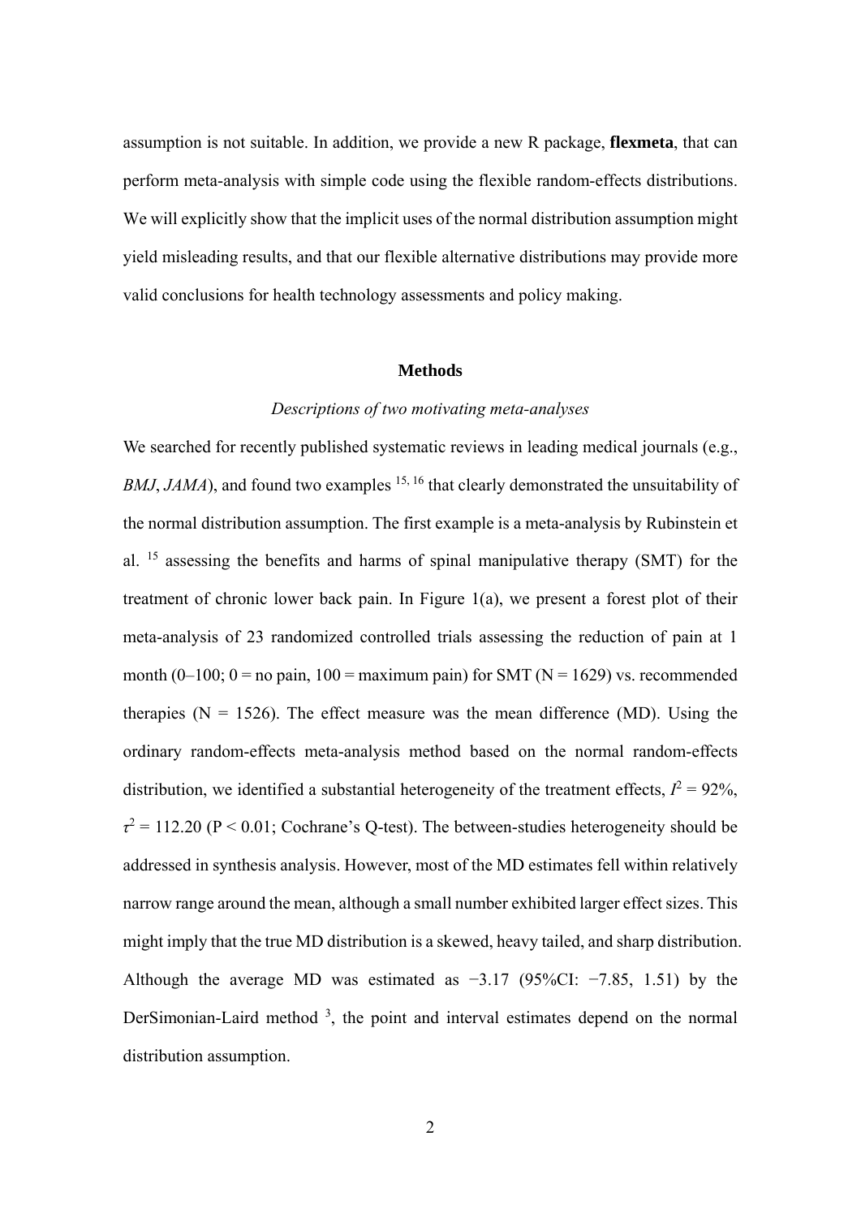assumption is not suitable. In addition, we provide a new R package, **flexmeta**, that can perform meta-analysis with simple code using the flexible random-effects distributions. We will explicitly show that the implicit uses of the normal distribution assumption might yield misleading results, and that our flexible alternative distributions may provide more valid conclusions for health technology assessments and policy making.

## Methods

### *Descriptions of two motivating meta-analyses*

We searched for recently published systematic reviews in leading medical journals (e.g., *BMJ*, *JAMA*), and found two examples [15, 16] that clearly demonstrated the unsuitability of the normal distribution assumption. The first example is a meta-analysis by Rubinstein et al. [15] assessing the benefits and harms of spinal manipulative therapy (SMT) for the treatment of chronic lower back pain. In Figure 1(a), we present a forest plot of their meta-analysis of 23 randomized controlled trials assessing the reduction of pain at 1 month (0–100; 0 = no pain, 100 = maximum pain) for SMT (N = 1629) vs. recommended therapies (N = 1526). The effect measure was the mean difference (MD). Using the ordinary random-effects meta-analysis method based on the normal random-effects distribution, we identified a substantial heterogeneity of the treatment effects, $I^2 = 92\%$, $\tau^2 = 112.20$ ($P < 0.01$; Cochrane's Q-test). The between-studies heterogeneity should be addressed in synthesis analysis. However, most of the MD estimates fell within relatively narrow range around the mean, although a small number exhibited larger effect sizes. This might imply that the true MD distribution is a skewed, heavy tailed, and sharp distribution. Although the average MD was estimated as −3.17 (95%CI: −7.85, 1.51) by the DerSimonian-Laird method [3], the point and interval estimates depend on the normal distribution assumption.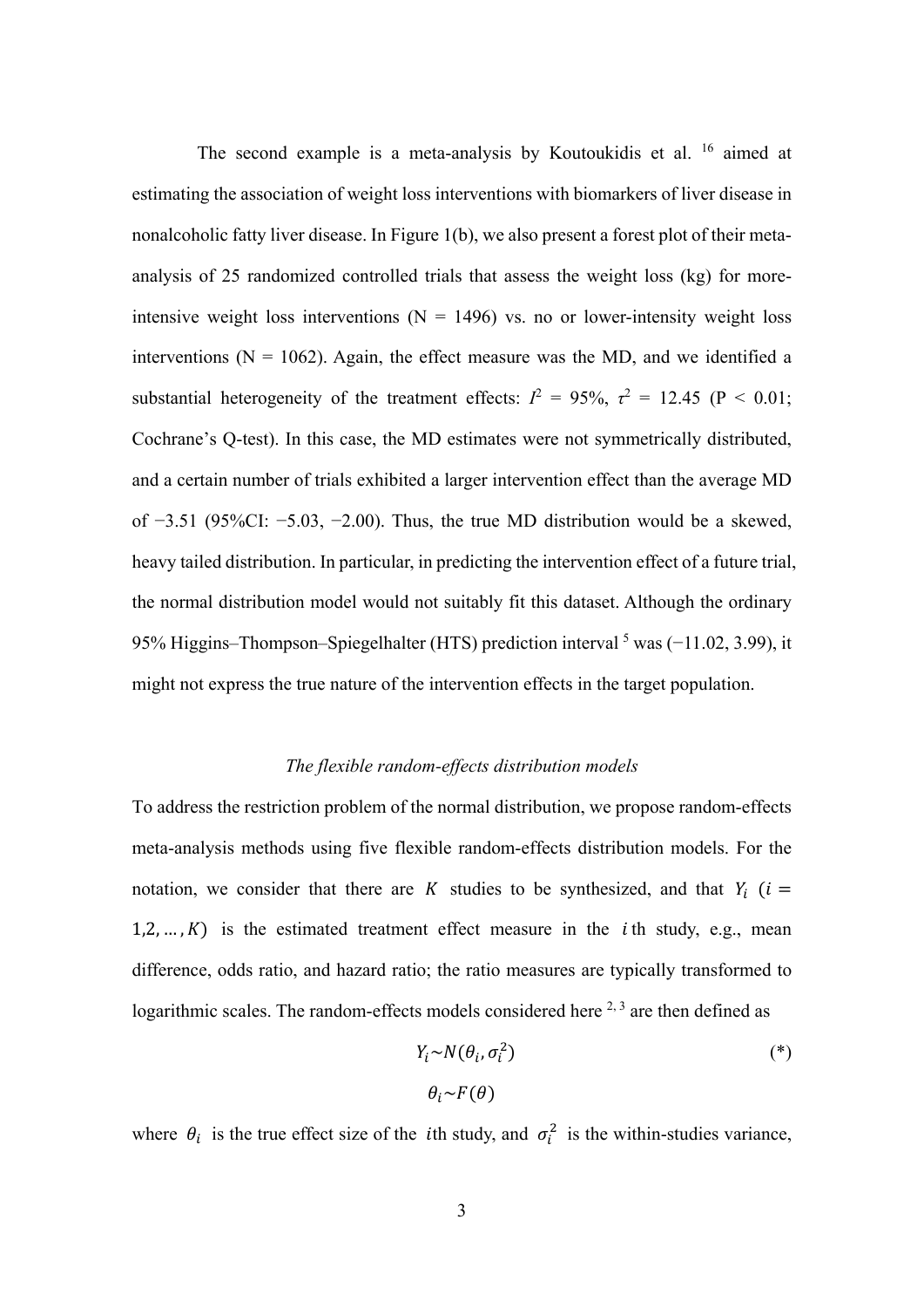The second example is a meta-analysis by Koutoukidis et al. [16] aimed at estimating the association of weight loss interventions with biomarkers of liver disease in nonalcoholic fatty liver disease. In Figure 1(b), we also present a forest plot of their meta-analysis of 25 randomized controlled trials that assess the weight loss (kg) for more-intensive weight loss interventions (N = 1496) vs. no or lower-intensity weight loss interventions (N = 1062). Again, the effect measure was the MD, and we identified a substantial heterogeneity of the treatment effects: $I^2$ = 95%, $\tau^2$ = 12.45 (P < 0.01; Cochrane's Q-test). In this case, the MD estimates were not symmetrically distributed, and a certain number of trials exhibited a larger intervention effect than the average MD of −3.51 (95%CI: −5.03, −2.00). Thus, the true MD distribution would be a skewed, heavy tailed distribution. In particular, in predicting the intervention effect of a future trial, the normal distribution model would not suitably fit this dataset. Although the ordinary 95% Higgins–Thompson–Spiegelhalter (HTS) prediction interval [5] was (−11.02, 3.99), it might not express the true nature of the intervention effects in the target population.

### *The flexible random-effects distribution models*

To address the restriction problem of the normal distribution, we propose random-effects meta-analysis methods using five flexible random-effects distribution models. For the notation, we consider that there are $K$ studies to be synthesized, and that $Y_i$ $(i = 1,2,\dots,K)$ is the estimated treatment effect measure in the $i$th study, e.g., mean difference, odds ratio, and hazard ratio; the ratio measures are typically transformed to logarithmic scales. The random-effects models considered here [2, 3] are then defined as

$$Y_i \sim N(\theta_i, \sigma_i^2) \qquad (*)$$

$$\theta_i \sim F(\theta)$$

where $\theta_i$ is the true effect size of the $i$th study, and $\sigma_i^2$ is the within-studies variance,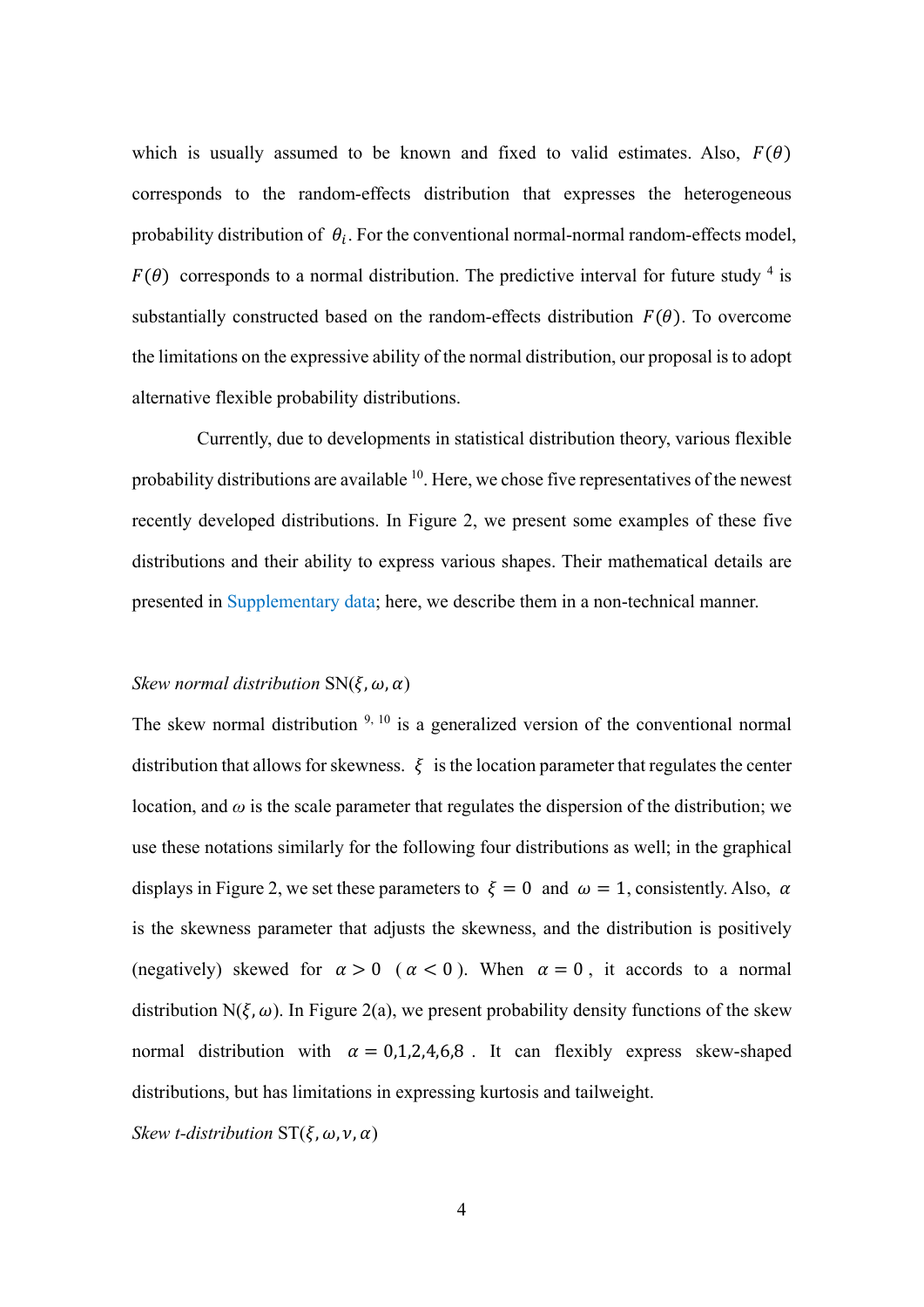which is usually assumed to be known and fixed to valid estimates. Also, $F(\theta)$ corresponds to the random-effects distribution that expresses the heterogeneous probability distribution of $\theta_i$. For the conventional normal-normal random-effects model, $F(\theta)$ corresponds to a normal distribution. The predictive interval for future study [4] is substantially constructed based on the random-effects distribution $F(\theta)$. To overcome the limitations on the expressive ability of the normal distribution, our proposal is to adopt alternative flexible probability distributions.

Currently, due to developments in statistical distribution theory, various flexible probability distributions are available [10]. Here, we chose five representatives of the newest recently developed distributions. In Figure 2, we present some examples of these five distributions and their ability to express various shapes. Their mathematical details are presented in Supplementary data; here, we describe them in a non-technical manner.

*Skew normal distribution* $\mathrm{SN}(\xi, \omega, \alpha)$

The skew normal distribution [9, 10] is a generalized version of the conventional normal distribution that allows for skewness. $\xi$ is the location parameter that regulates the center location, and $\omega$ is the scale parameter that regulates the dispersion of the distribution; we use these notations similarly for the following four distributions as well; in the graphical displays in Figure 2, we set these parameters to $\xi = 0$ and $\omega = 1$, consistently. Also, $\alpha$ is the skewness parameter that adjusts the skewness, and the distribution is positively (negatively) skewed for $\alpha > 0$ ($\alpha < 0$). When $\alpha = 0$, it accords to a normal distribution $\mathrm{N}(\xi, \omega)$. In Figure 2(a), we present probability density functions of the skew normal distribution with $\alpha = 0,1,2,4,6,8$. It can flexibly express skew-shaped distributions, but has limitations in expressing kurtosis and tailweight.

*Skew t-distribution* $\mathrm{ST}(\xi, \omega, \nu, \alpha)$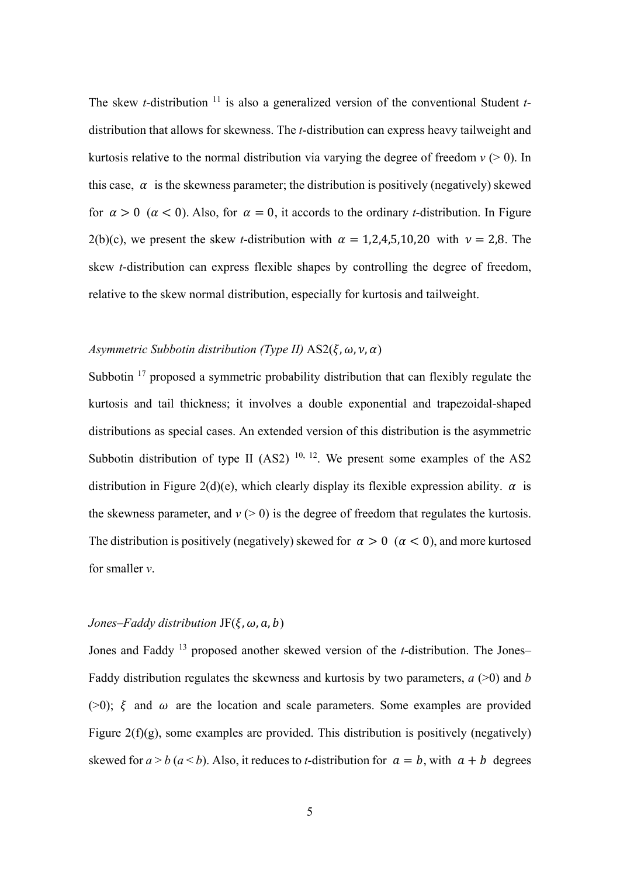The skew *t*-distribution [11] is also a generalized version of the conventional Student *t*-distribution that allows for skewness. The *t*-distribution can express heavy tailweight and kurtosis relative to the normal distribution via varying the degree of freedom $v$ (> 0). In this case, $\alpha$ is the skewness parameter; the distribution is positively (negatively) skewed for $\alpha > 0$ ($\alpha < 0$). Also, for $\alpha = 0$, it accords to the ordinary *t*-distribution. In Figure 2(b)(c), we present the skew *t*-distribution with $\alpha = 1,2,4,5,10,20$ with $\nu = 2,8$. The skew *t*-distribution can express flexible shapes by controlling the degree of freedom, relative to the skew normal distribution, especially for kurtosis and tailweight.

*Asymmetric Subbotin distribution (Type II)* AS2$(\xi, \omega, \nu, \alpha)$

Subbotin [17] proposed a symmetric probability distribution that can flexibly regulate the kurtosis and tail thickness; it involves a double exponential and trapezoidal-shaped distributions as special cases. An extended version of this distribution is the asymmetric Subbotin distribution of type II (AS2) [10, 12]. We present some examples of the AS2 distribution in Figure 2(d)(e), which clearly display its flexible expression ability. $\alpha$ is the skewness parameter, and $v$ (> 0) is the degree of freedom that regulates the kurtosis. The distribution is positively (negatively) skewed for $\alpha > 0$ ($\alpha < 0$), and more kurtosed for smaller $v$.

*Jones–Faddy distribution* JF$(\xi, \omega, a, b)$

Jones and Faddy [13] proposed another skewed version of the *t*-distribution. The Jones–Faddy distribution regulates the skewness and kurtosis by two parameters, $a$ (>0) and $b$ (>0); $\xi$ and $\omega$ are the location and scale parameters. Some examples are provided Figure 2(f)(g), some examples are provided. This distribution is positively (negatively) skewed for $a > b$ ($a < b$). Also, it reduces to *t*-distribution for $a = b$, with $a + b$ degrees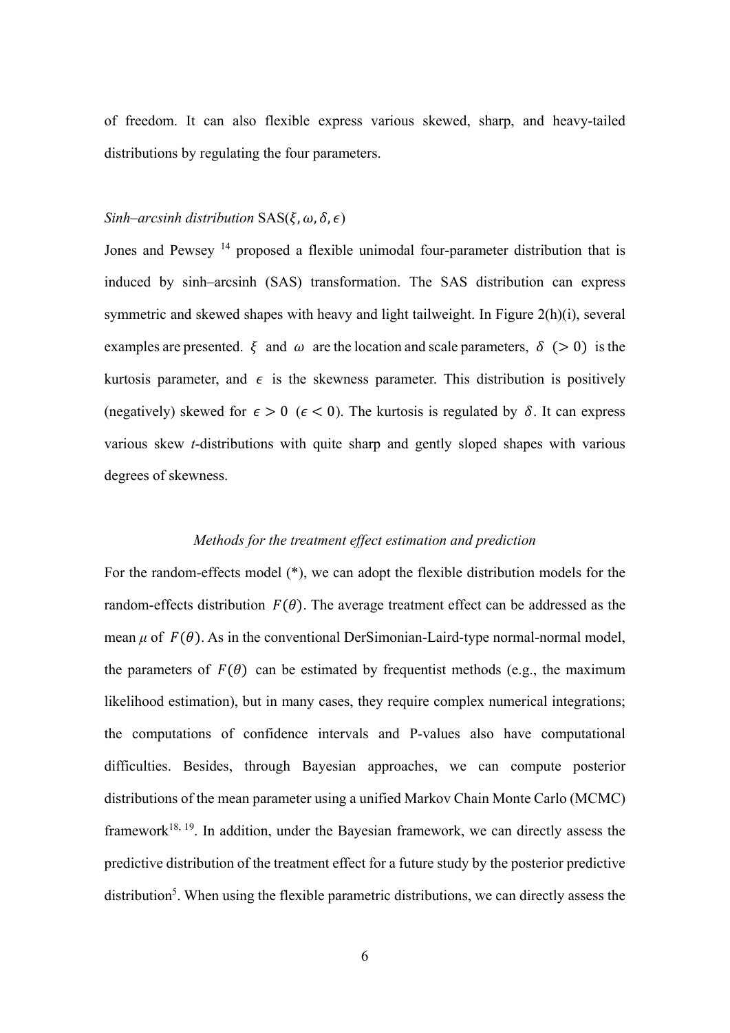of freedom. It can also flexible express various skewed, sharp, and heavy-tailed distributions by regulating the four parameters.

*Sinh–arcsinh distribution* $\text{SAS}(\xi, \omega, \delta, \epsilon)$

Jones and Pewsey [14] proposed a flexible unimodal four-parameter distribution that is induced by sinh–arcsinh (SAS) transformation. The SAS distribution can express symmetric and skewed shapes with heavy and light tailweight. In Figure 2(h)(i), several examples are presented. $\xi$ and $\omega$ are the location and scale parameters, $\delta$ $(> 0)$ is the kurtosis parameter, and $\epsilon$ is the skewness parameter. This distribution is positively (negatively) skewed for $\epsilon > 0$ $(\epsilon < 0)$. The kurtosis is regulated by $\delta$. It can express various skew *t*-distributions with quite sharp and gently sloped shapes with various degrees of skewness.

### *Methods for the treatment effect estimation and prediction*

For the random-effects model (*), we can adopt the flexible distribution models for the random-effects distribution $F(\theta)$. The average treatment effect can be addressed as the mean $\mu$ of $F(\theta)$. As in the conventional DerSimonian-Laird-type normal-normal model, the parameters of $F(\theta)$ can be estimated by frequentist methods (e.g., the maximum likelihood estimation), but in many cases, they require complex numerical integrations; the computations of confidence intervals and P-values also have computational difficulties. Besides, through Bayesian approaches, we can compute posterior distributions of the mean parameter using a unified Markov Chain Monte Carlo (MCMC) framework[18, 19]. In addition, under the Bayesian framework, we can directly assess the predictive distribution of the treatment effect for a future study by the posterior predictive distribution[5]. When using the flexible parametric distributions, we can directly assess the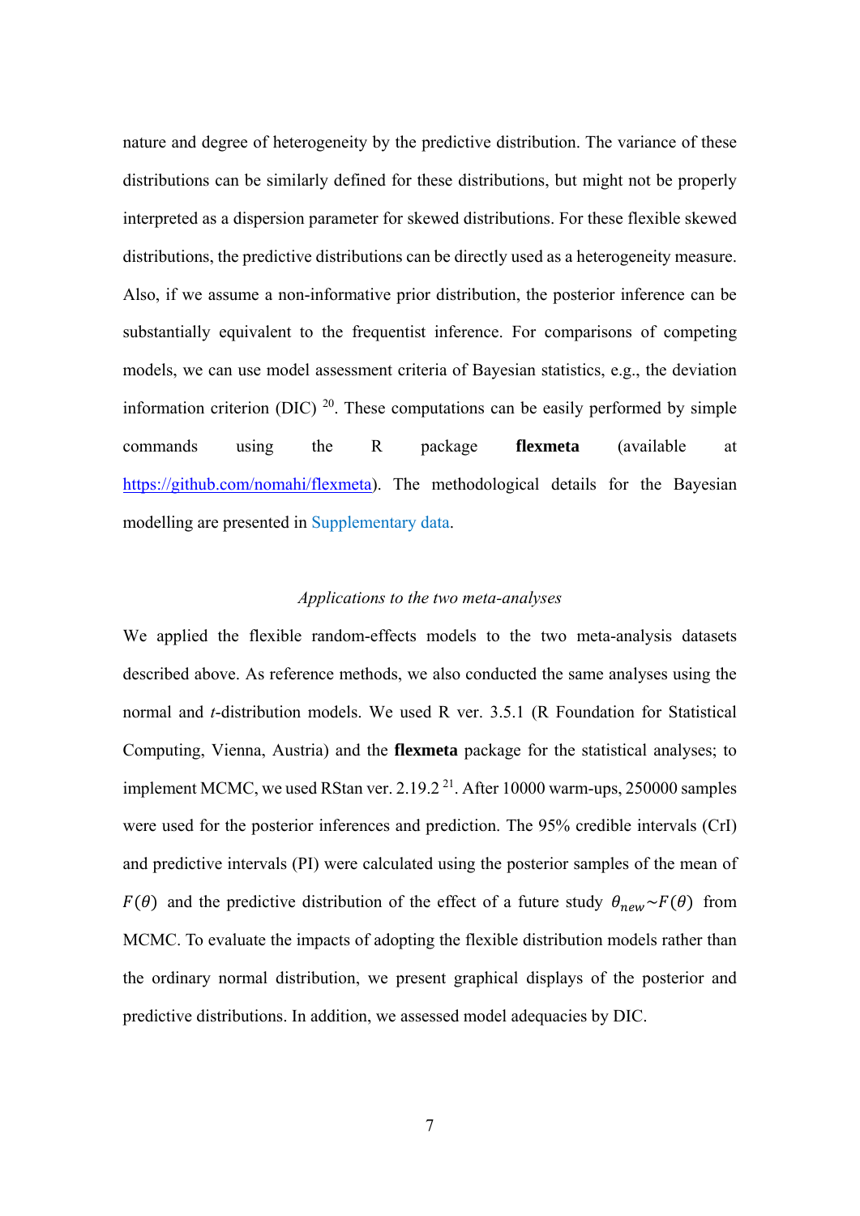nature and degree of heterogeneity by the predictive distribution. The variance of these distributions can be similarly defined for these distributions, but might not be properly interpreted as a dispersion parameter for skewed distributions. For these flexible skewed distributions, the predictive distributions can be directly used as a heterogeneity measure. Also, if we assume a non-informative prior distribution, the posterior inference can be substantially equivalent to the frequentist inference. For comparisons of competing models, we can use model assessment criteria of Bayesian statistics, e.g., the deviation information criterion (DIC) [20]. These computations can be easily performed by simple commands using the R package **flexmeta** (available at https://github.com/nomahi/flexmeta). The methodological details for the Bayesian modelling are presented in Supplementary data.

### *Applications to the two meta-analyses*

We applied the flexible random-effects models to the two meta-analysis datasets described above. As reference methods, we also conducted the same analyses using the normal and *t*-distribution models. We used R ver. 3.5.1 (R Foundation for Statistical Computing, Vienna, Austria) and the **flexmeta** package for the statistical analyses; to implement MCMC, we used RStan ver. 2.19.2 [21]. After 10000 warm-ups, 250000 samples were used for the posterior inferences and prediction. The 95% credible intervals (CrI) and predictive intervals (PI) were calculated using the posterior samples of the mean of $F(\theta)$ and the predictive distribution of the effect of a future study $\theta_{new} \sim F(\theta)$ from MCMC. To evaluate the impacts of adopting the flexible distribution models rather than the ordinary normal distribution, we present graphical displays of the posterior and predictive distributions. In addition, we assessed model adequacies by DIC.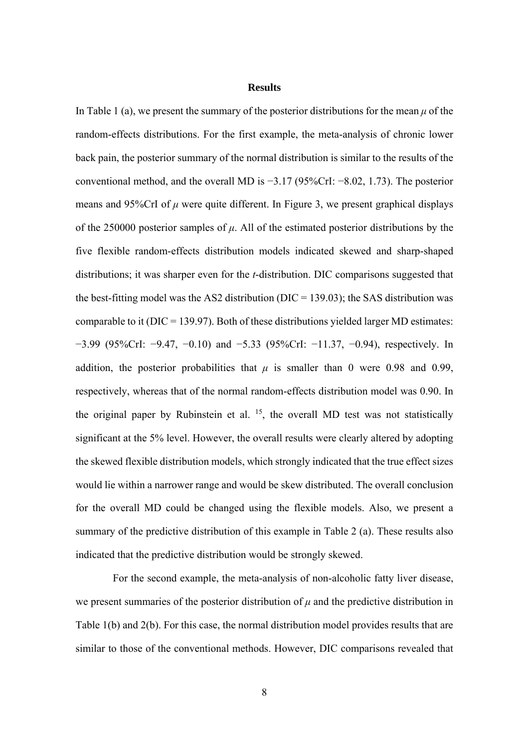# Results

In Table 1 (a), we present the summary of the posterior distributions for the mean $\mu$ of the random-effects distributions. For the first example, the meta-analysis of chronic lower back pain, the posterior summary of the normal distribution is similar to the results of the conventional method, and the overall MD is −3.17 (95%CrI: −8.02, 1.73). The posterior means and 95%CrI of $\mu$ were quite different. In Figure 3, we present graphical displays of the 250000 posterior samples of $\mu$. All of the estimated posterior distributions by the five flexible random-effects distribution models indicated skewed and sharp-shaped distributions; it was sharper even for the *t*-distribution. DIC comparisons suggested that the best-fitting model was the AS2 distribution (DIC = 139.03); the SAS distribution was comparable to it (DIC = 139.97). Both of these distributions yielded larger MD estimates: −3.99 (95%CrI: −9.47, −0.10) and −5.33 (95%CrI: −11.37, −0.94), respectively. In addition, the posterior probabilities that $\mu$ is smaller than 0 were 0.98 and 0.99, respectively, whereas that of the normal random-effects distribution model was 0.90. In the original paper by Rubinstein et al. [15], the overall MD test was not statistically significant at the 5% level. However, the overall results were clearly altered by adopting the skewed flexible distribution models, which strongly indicated that the true effect sizes would lie within a narrower range and would be skew distributed. The overall conclusion for the overall MD could be changed using the flexible models. Also, we present a summary of the predictive distribution of this example in Table 2 (a). These results also indicated that the predictive distribution would be strongly skewed.

For the second example, the meta-analysis of non-alcoholic fatty liver disease, we present summaries of the posterior distribution of $\mu$ and the predictive distribution in Table 1(b) and 2(b). For this case, the normal distribution model provides results that are similar to those of the conventional methods. However, DIC comparisons revealed that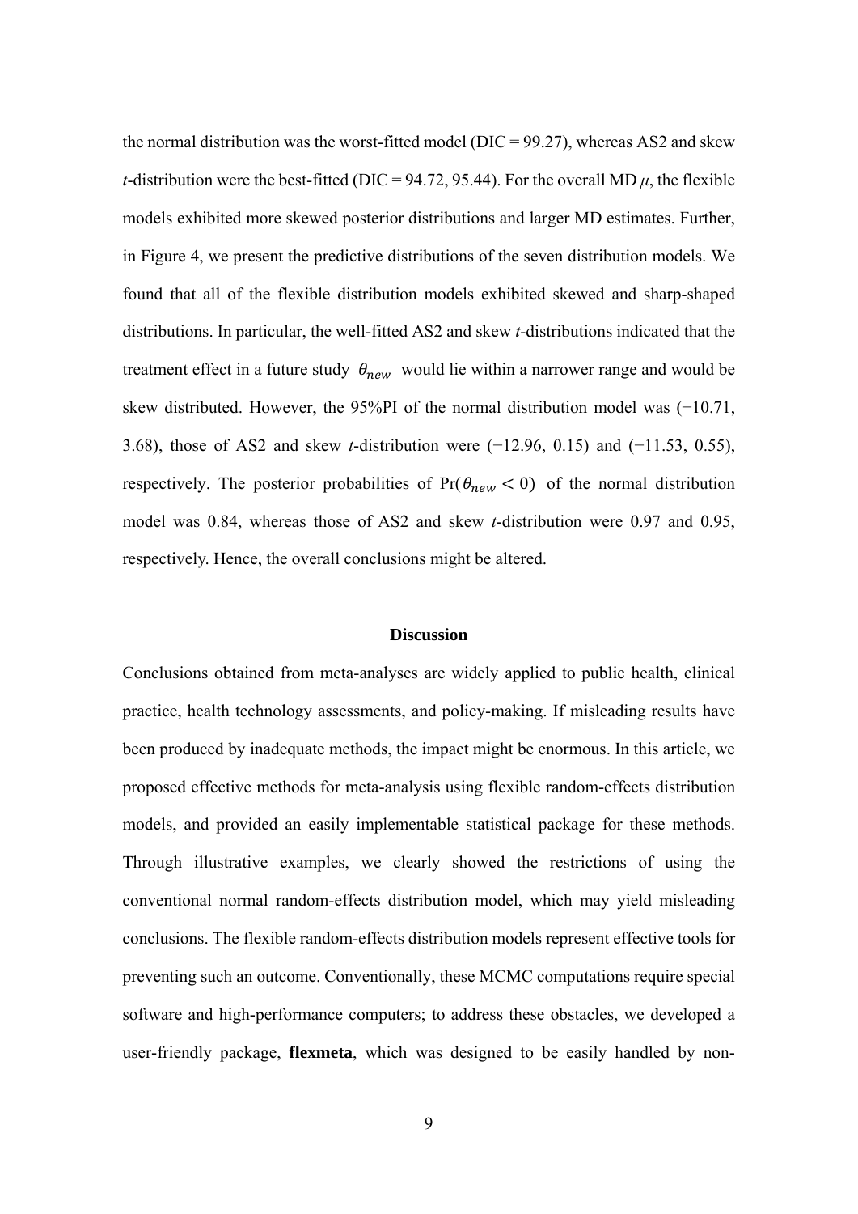the normal distribution was the worst-fitted model (DIC = 99.27), whereas AS2 and skew *t*-distribution were the best-fitted (DIC = 94.72, 95.44). For the overall MD $\mu$, the flexible models exhibited more skewed posterior distributions and larger MD estimates. Further, in Figure 4, we present the predictive distributions of the seven distribution models. We found that all of the flexible distribution models exhibited skewed and sharp-shaped distributions. In particular, the well-fitted AS2 and skew *t*-distributions indicated that the treatment effect in a future study $\theta_{new}$ would lie within a narrower range and would be skew distributed. However, the 95%PI of the normal distribution model was (−10.71, 3.68), those of AS2 and skew *t*-distribution were (−12.96, 0.15) and (−11.53, 0.55), respectively. The posterior probabilities of $\Pr(\theta_{new} < 0)$ of the normal distribution model was 0.84, whereas those of AS2 and skew *t*-distribution were 0.97 and 0.95, respectively. Hence, the overall conclusions might be altered.

## Discussion

Conclusions obtained from meta-analyses are widely applied to public health, clinical practice, health technology assessments, and policy-making. If misleading results have been produced by inadequate methods, the impact might be enormous. In this article, we proposed effective methods for meta-analysis using flexible random-effects distribution models, and provided an easily implementable statistical package for these methods. Through illustrative examples, we clearly showed the restrictions of using the conventional normal random-effects distribution model, which may yield misleading conclusions. The flexible random-effects distribution models represent effective tools for preventing such an outcome. Conventionally, these MCMC computations require special software and high-performance computers; to address these obstacles, we developed a user-friendly package, **flexmeta**, which was designed to be easily handled by non-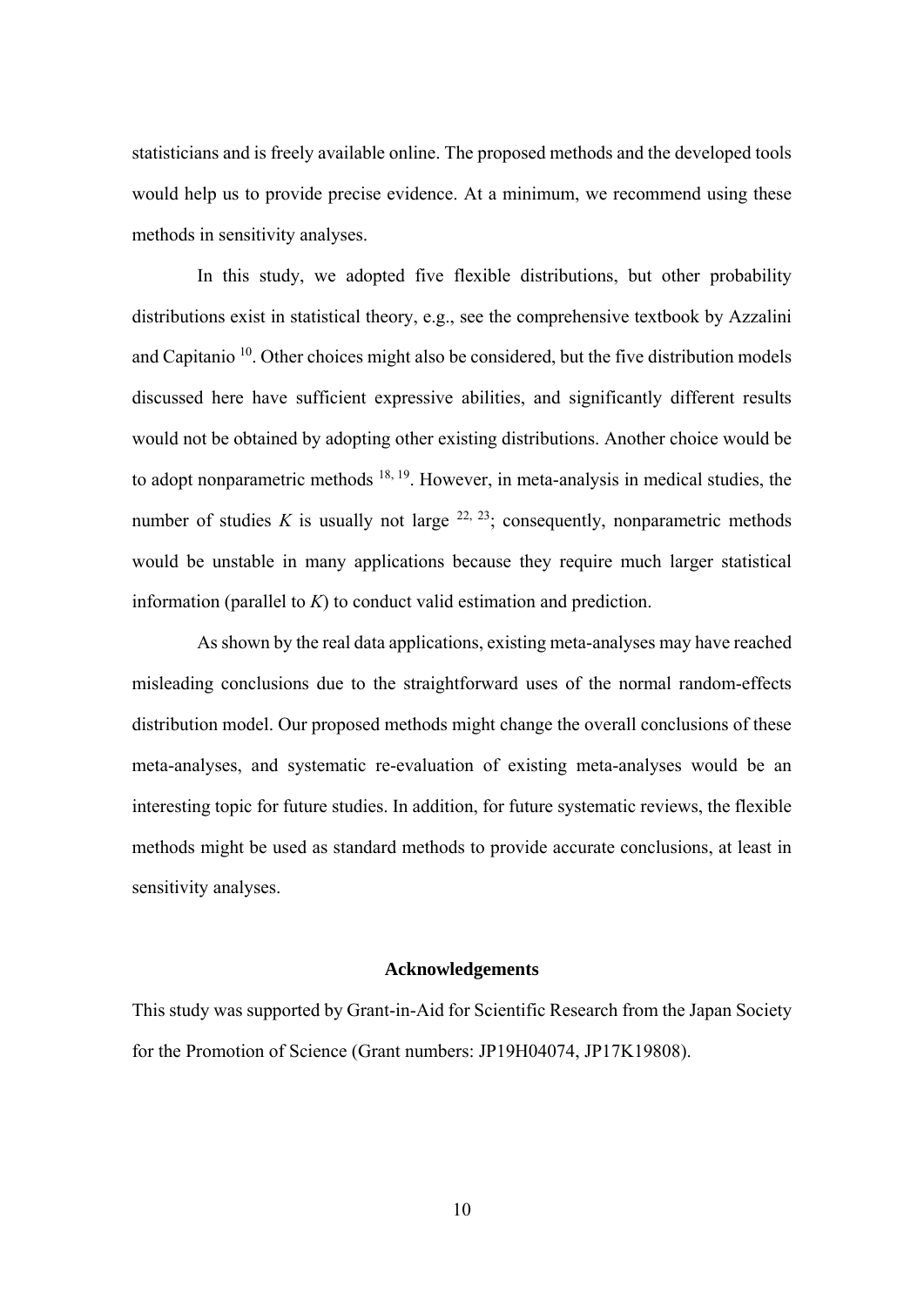statisticians and is freely available online. The proposed methods and the developed tools would help us to provide precise evidence. At a minimum, we recommend using these methods in sensitivity analyses.

In this study, we adopted five flexible distributions, but other probability distributions exist in statistical theory, e.g., see the comprehensive textbook by Azzalini and Capitanio [10]. Other choices might also be considered, but the five distribution models discussed here have sufficient expressive abilities, and significantly different results would not be obtained by adopting other existing distributions. Another choice would be to adopt nonparametric methods [18, 19]. However, in meta-analysis in medical studies, the number of studies $K$ is usually not large [22, 23]; consequently, nonparametric methods would be unstable in many applications because they require much larger statistical information (parallel to $K$) to conduct valid estimation and prediction.

As shown by the real data applications, existing meta-analyses may have reached misleading conclusions due to the straightforward uses of the normal random-effects distribution model. Our proposed methods might change the overall conclusions of these meta-analyses, and systematic re-evaluation of existing meta-analyses would be an interesting topic for future studies. In addition, for future systematic reviews, the flexible methods might be used as standard methods to provide accurate conclusions, at least in sensitivity analyses.

## Acknowledgements

This study was supported by Grant-in-Aid for Scientific Research from the Japan Society for the Promotion of Science (Grant numbers: JP19H04074, JP17K19808).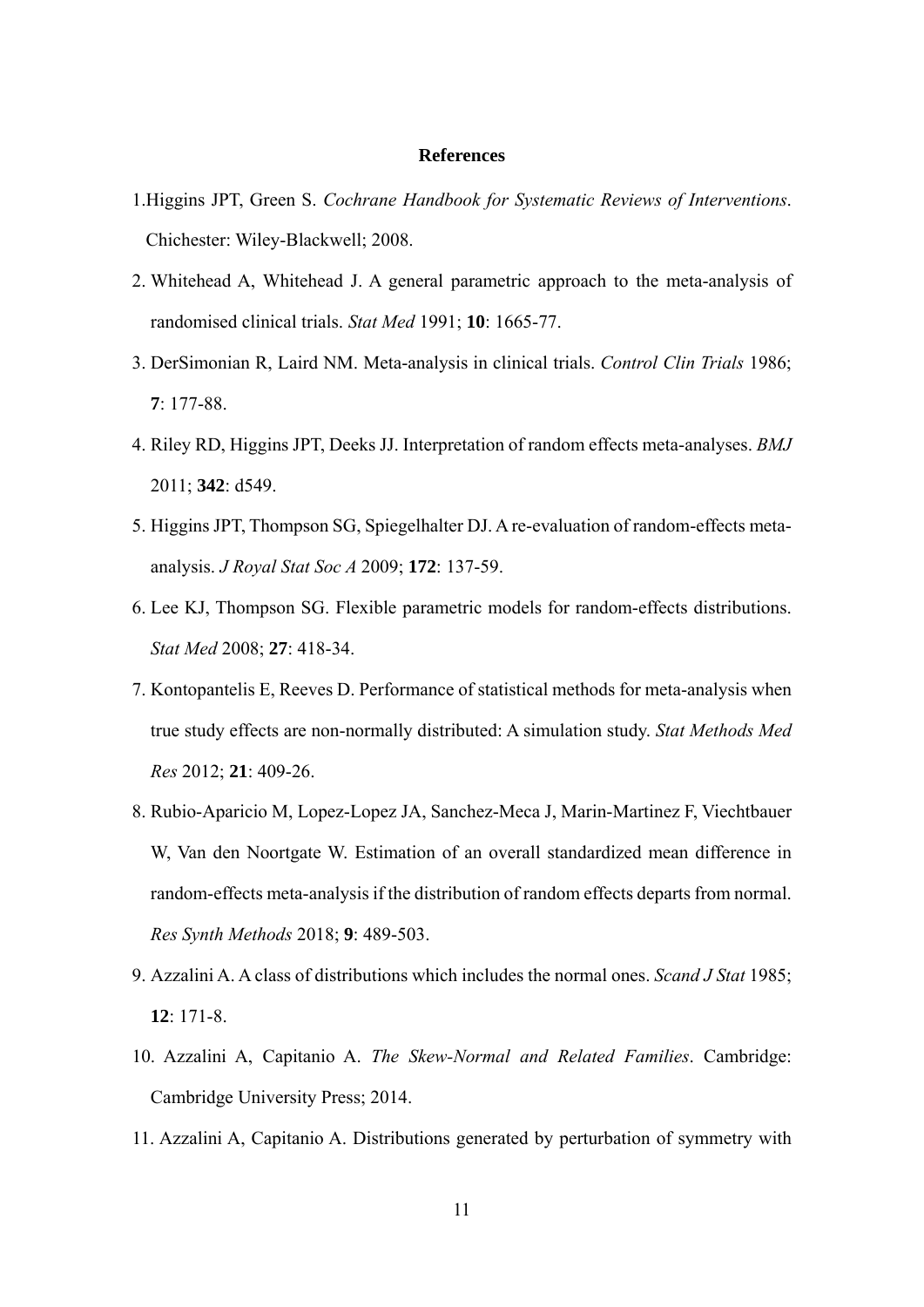## References

1. Higgins JPT, Green S. *Cochrane Handbook for Systematic Reviews of Interventions*. Chichester: Wiley-Blackwell; 2008.
2. Whitehead A, Whitehead J. A general parametric approach to the meta-analysis of randomised clinical trials. *Stat Med* 1991; **10**: 1665-77.
3. DerSimonian R, Laird NM. Meta-analysis in clinical trials. *Control Clin Trials* 1986; **7**: 177-88.
4. Riley RD, Higgins JPT, Deeks JJ. Interpretation of random effects meta-analyses. *BMJ* 2011; **342**: d549.
5. Higgins JPT, Thompson SG, Spiegelhalter DJ. A re-evaluation of random-effects meta-analysis. *J Royal Stat Soc A* 2009; **172**: 137-59.
6. Lee KJ, Thompson SG. Flexible parametric models for random-effects distributions. *Stat Med* 2008; **27**: 418-34.
7. Kontopantelis E, Reeves D. Performance of statistical methods for meta-analysis when true study effects are non-normally distributed: A simulation study. *Stat Methods Med Res* 2012; **21**: 409-26.
8. Rubio-Aparicio M, Lopez-Lopez JA, Sanchez-Meca J, Marin-Martinez F, Viechtbauer W, Van den Noortgate W. Estimation of an overall standardized mean difference in random-effects meta-analysis if the distribution of random effects departs from normal. *Res Synth Methods* 2018; **9**: 489-503.
9. Azzalini A. A class of distributions which includes the normal ones. *Scand J Stat* 1985; **12**: 171-8.
10. Azzalini A, Capitanio A. *The Skew-Normal and Related Families*. Cambridge: Cambridge University Press; 2014.
11. Azzalini A, Capitanio A. Distributions generated by perturbation of symmetry with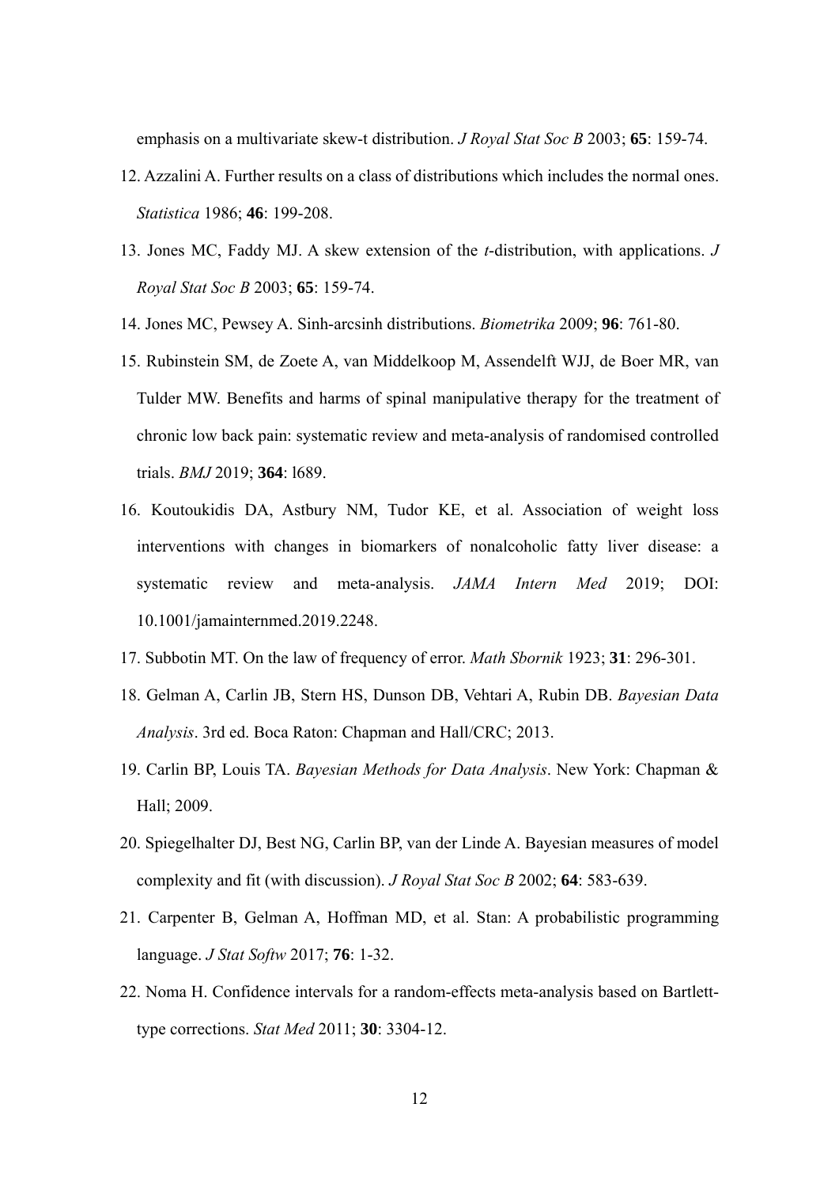emphasis on a multivariate skew-t distribution. *J Royal Stat Soc B* 2003; **65**: 159-74.

12. Azzalini A. Further results on a class of distributions which includes the normal ones. *Statistica* 1986; **46**: 199-208.

13. Jones MC, Faddy MJ. A skew extension of the *t*-distribution, with applications. *J Royal Stat Soc B* 2003; **65**: 159-74.

14. Jones MC, Pewsey A. Sinh-arcsinh distributions. *Biometrika* 2009; **96**: 761-80.

15. Rubinstein SM, de Zoete A, van Middelkoop M, Assendelft WJJ, de Boer MR, van Tulder MW. Benefits and harms of spinal manipulative therapy for the treatment of chronic low back pain: systematic review and meta-analysis of randomised controlled trials. *BMJ* 2019; **364**: l689.

16. Koutoukidis DA, Astbury NM, Tudor KE, et al. Association of weight loss interventions with changes in biomarkers of nonalcoholic fatty liver disease: a systematic review and meta-analysis. *JAMA Intern Med* 2019; DOI: 10.1001/jamainternmed.2019.2248.

17. Subbotin MT. On the law of frequency of error. *Math Sbornik* 1923; **31**: 296-301.

18. Gelman A, Carlin JB, Stern HS, Dunson DB, Vehtari A, Rubin DB. *Bayesian Data Analysis*. 3rd ed. Boca Raton: Chapman and Hall/CRC; 2013.

19. Carlin BP, Louis TA. *Bayesian Methods for Data Analysis*. New York: Chapman & Hall; 2009.

20. Spiegelhalter DJ, Best NG, Carlin BP, van der Linde A. Bayesian measures of model complexity and fit (with discussion). *J Royal Stat Soc B* 2002; **64**: 583-639.

21. Carpenter B, Gelman A, Hoffman MD, et al. Stan: A probabilistic programming language. *J Stat Softw* 2017; **76**: 1-32.

22. Noma H. Confidence intervals for a random-effects meta-analysis based on Bartlett-type corrections. *Stat Med* 2011; **30**: 3304-12.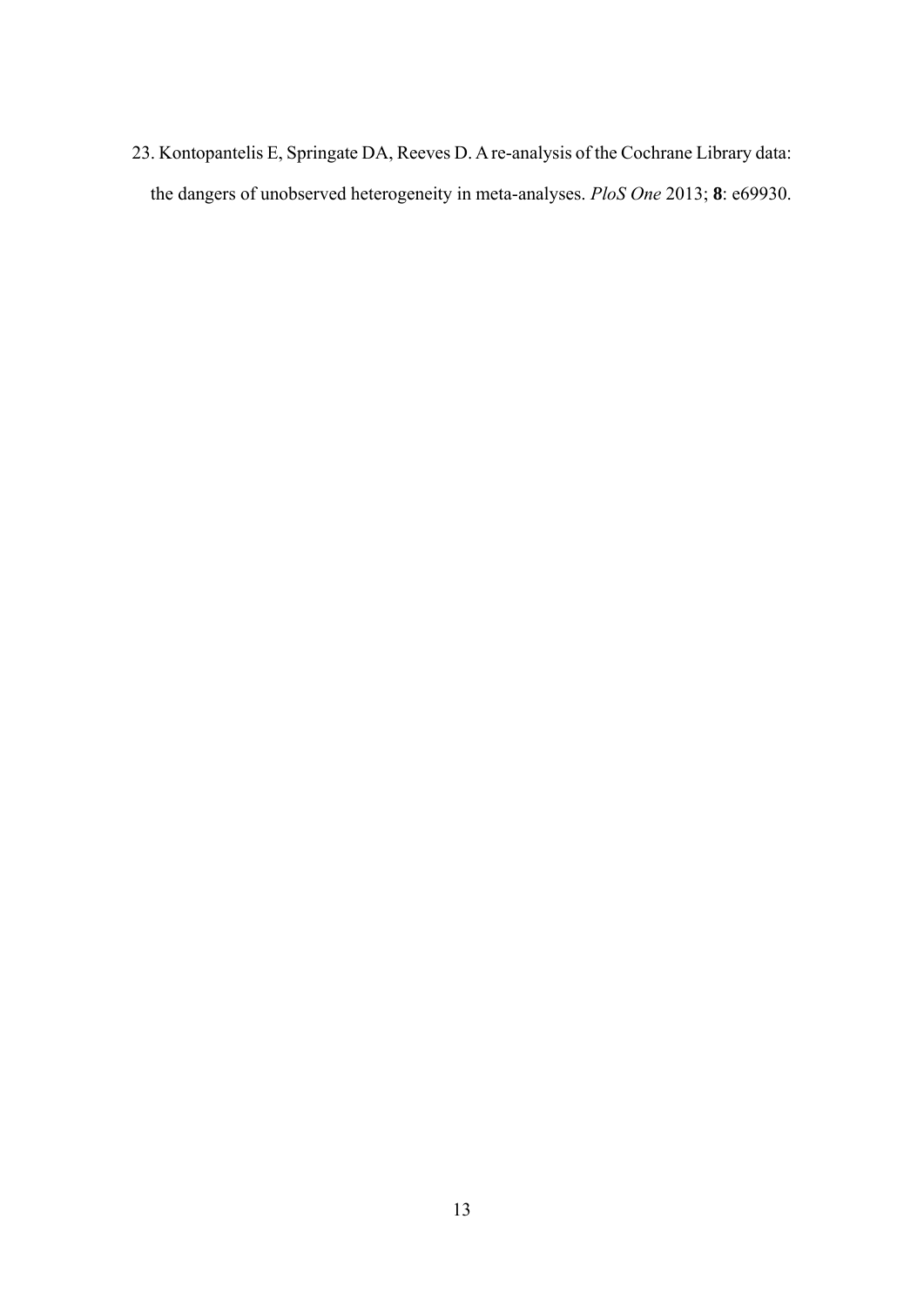23. Kontopantelis E, Springate DA, Reeves D. A re-analysis of the Cochrane Library data: the dangers of unobserved heterogeneity in meta-analyses. *PloS One* 2013; **8**: e69930.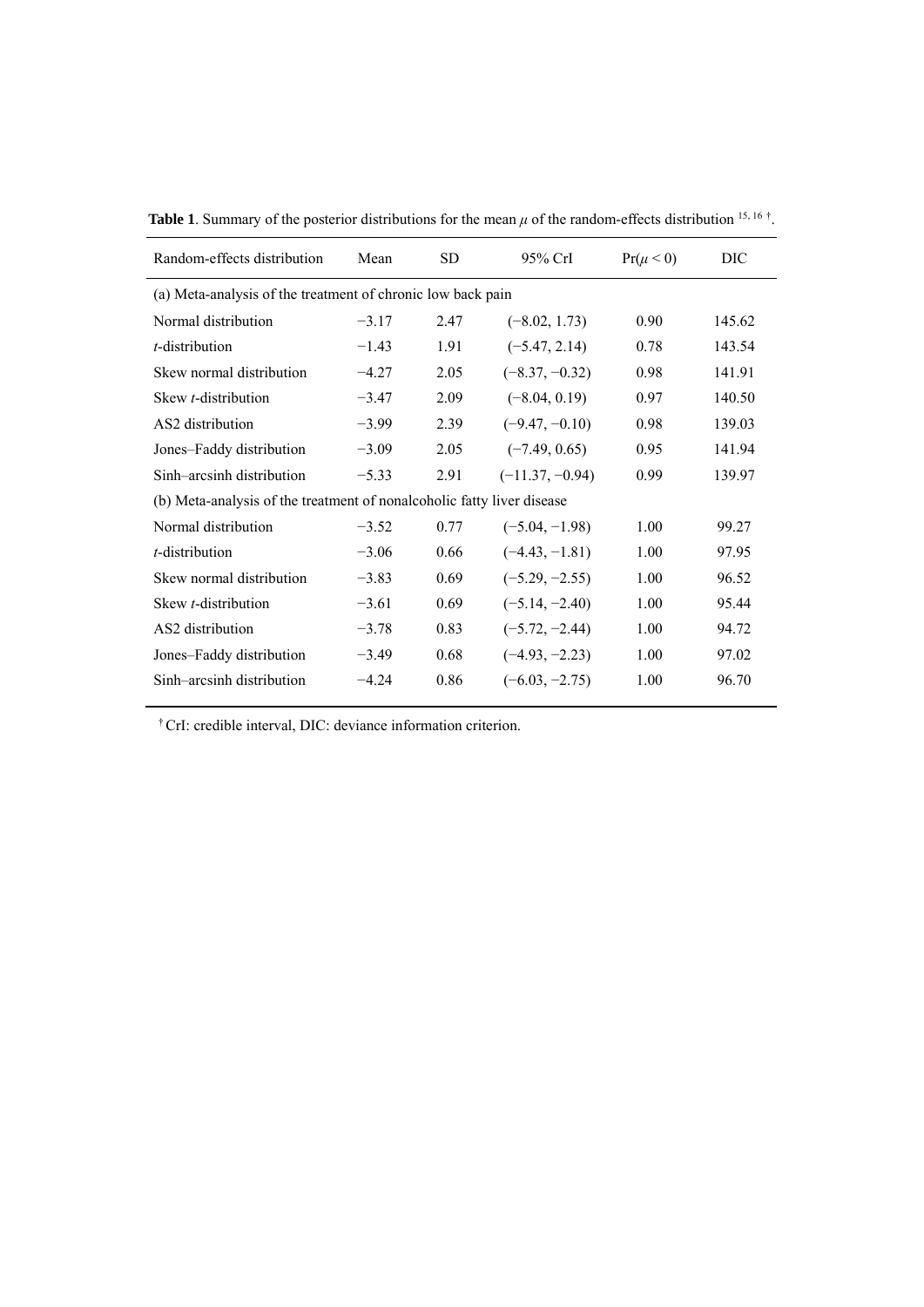**Table 1**. Summary of the posterior distributions for the mean $\mu$ of the random-effects distribution [15, 16 †].

| Random-effects distribution | Mean | SD | 95% CrI | $\Pr(\mu < 0)$ | DIC |
|---|---|---|---|---|---|
| (a) Meta-analysis of the treatment of chronic low back pain | | | | | |
| Normal distribution | −3.17 | 2.47 | (−8.02, 1.73) | 0.90 | 145.62 |
| *t*-distribution | −1.43 | 1.91 | (−5.47, 2.14) | 0.78 | 143.54 |
| Skew normal distribution | −4.27 | 2.05 | (−8.37, −0.32) | 0.98 | 141.91 |
| Skew *t*-distribution | −3.47 | 2.09 | (−8.04, 0.19) | 0.97 | 140.50 |
| AS2 distribution | −3.99 | 2.39 | (−9.47, −0.10) | 0.98 | 139.03 |
| Jones–Faddy distribution | −3.09 | 2.05 | (−7.49, 0.65) | 0.95 | 141.94 |
| Sinh–arcsinh distribution | −5.33 | 2.91 | (−11.37, −0.94) | 0.99 | 139.97 |
| (b) Meta-analysis of the treatment of nonalcoholic fatty liver disease | | | | | |
| Normal distribution | −3.52 | 0.77 | (−5.04, −1.98) | 1.00 | 99.27 |
| *t*-distribution | −3.06 | 0.66 | (−4.43, −1.81) | 1.00 | 97.95 |
| Skew normal distribution | −3.83 | 0.69 | (−5.29, −2.55) | 1.00 | 96.52 |
| Skew *t*-distribution | −3.61 | 0.69 | (−5.14, −2.40) | 1.00 | 95.44 |
| AS2 distribution | −3.78 | 0.83 | (−5.72, −2.44) | 1.00 | 94.72 |
| Jones–Faddy distribution | −3.49 | 0.68 | (−4.93, −2.23) | 1.00 | 97.02 |
| Sinh–arcsinh distribution | −4.24 | 0.86 | (−6.03, −2.75) | 1.00 | 96.70 |

[†] CrI: credible interval, DIC: deviance information criterion.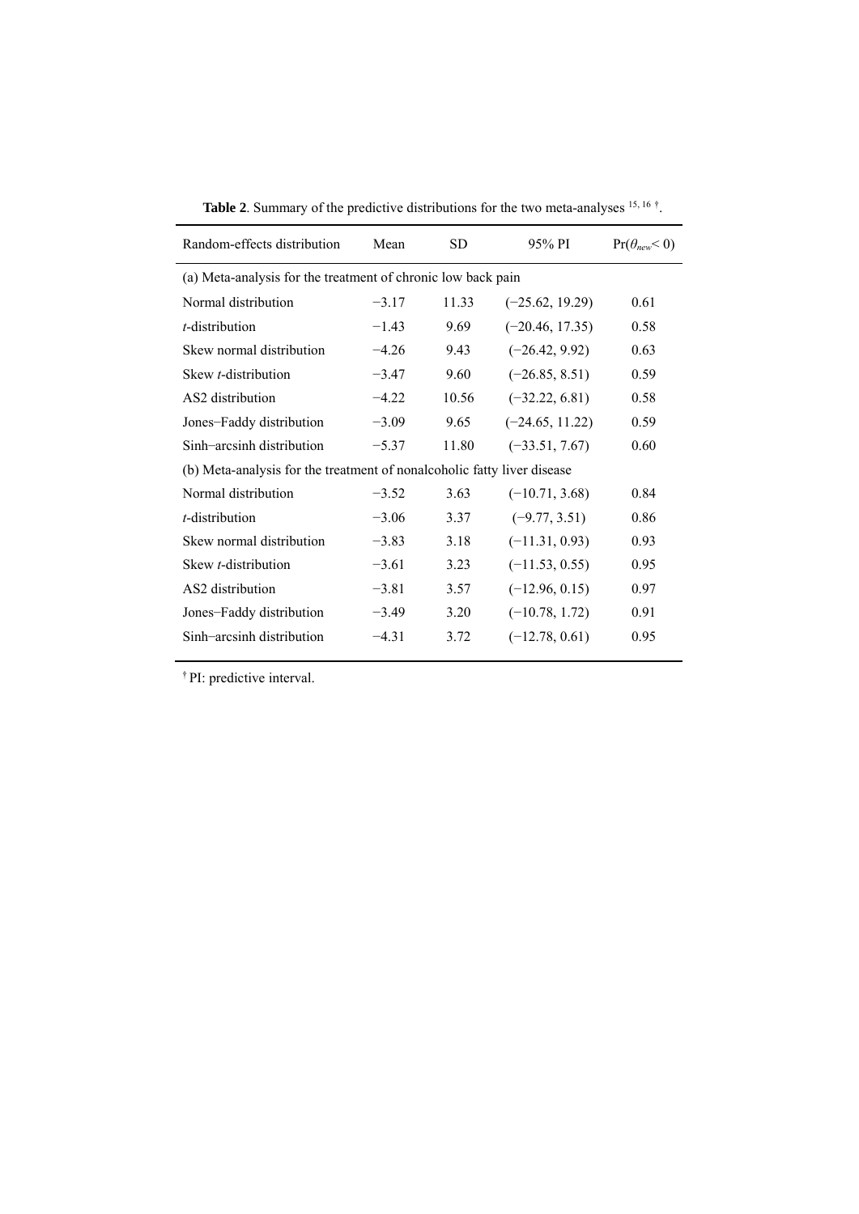**Table 2**. Summary of the predictive distributions for the two meta-analyses [15, 16] †.

| Random-effects distribution | Mean | SD | 95% PI | $\Pr(\theta_{new} < 0)$ |
|---|---|---|---|---|
| (a) Meta-analysis for the treatment of chronic low back pain | | | | |
| Normal distribution | −3.17 | 11.33 | (−25.62, 19.29) | 0.61 |
| *t*-distribution | −1.43 | 9.69 | (−20.46, 17.35) | 0.58 |
| Skew normal distribution | −4.26 | 9.43 | (−26.42, 9.92) | 0.63 |
| Skew *t*-distribution | −3.47 | 9.60 | (−26.85, 8.51) | 0.59 |
| AS2 distribution | −4.22 | 10.56 | (−32.22, 6.81) | 0.58 |
| Jones−Faddy distribution | −3.09 | 9.65 | (−24.65, 11.22) | 0.59 |
| Sinh−arcsinh distribution | −5.37 | 11.80 | (−33.51, 7.67) | 0.60 |
| (b) Meta-analysis for the treatment of nonalcoholic fatty liver disease | | | | |
| Normal distribution | −3.52 | 3.63 | (−10.71, 3.68) | 0.84 |
| *t*-distribution | −3.06 | 3.37 | (−9.77, 3.51) | 0.86 |
| Skew normal distribution | −3.83 | 3.18 | (−11.31, 0.93) | 0.93 |
| Skew *t*-distribution | −3.61 | 3.23 | (−11.53, 0.55) | 0.95 |
| AS2 distribution | −3.81 | 3.57 | (−12.96, 0.15) | 0.97 |
| Jones−Faddy distribution | −3.49 | 3.20 | (−10.78, 1.72) | 0.91 |
| Sinh−arcsinh distribution | −4.31 | 3.72 | (−12.78, 0.61) | 0.95 |

† PI: predictive interval.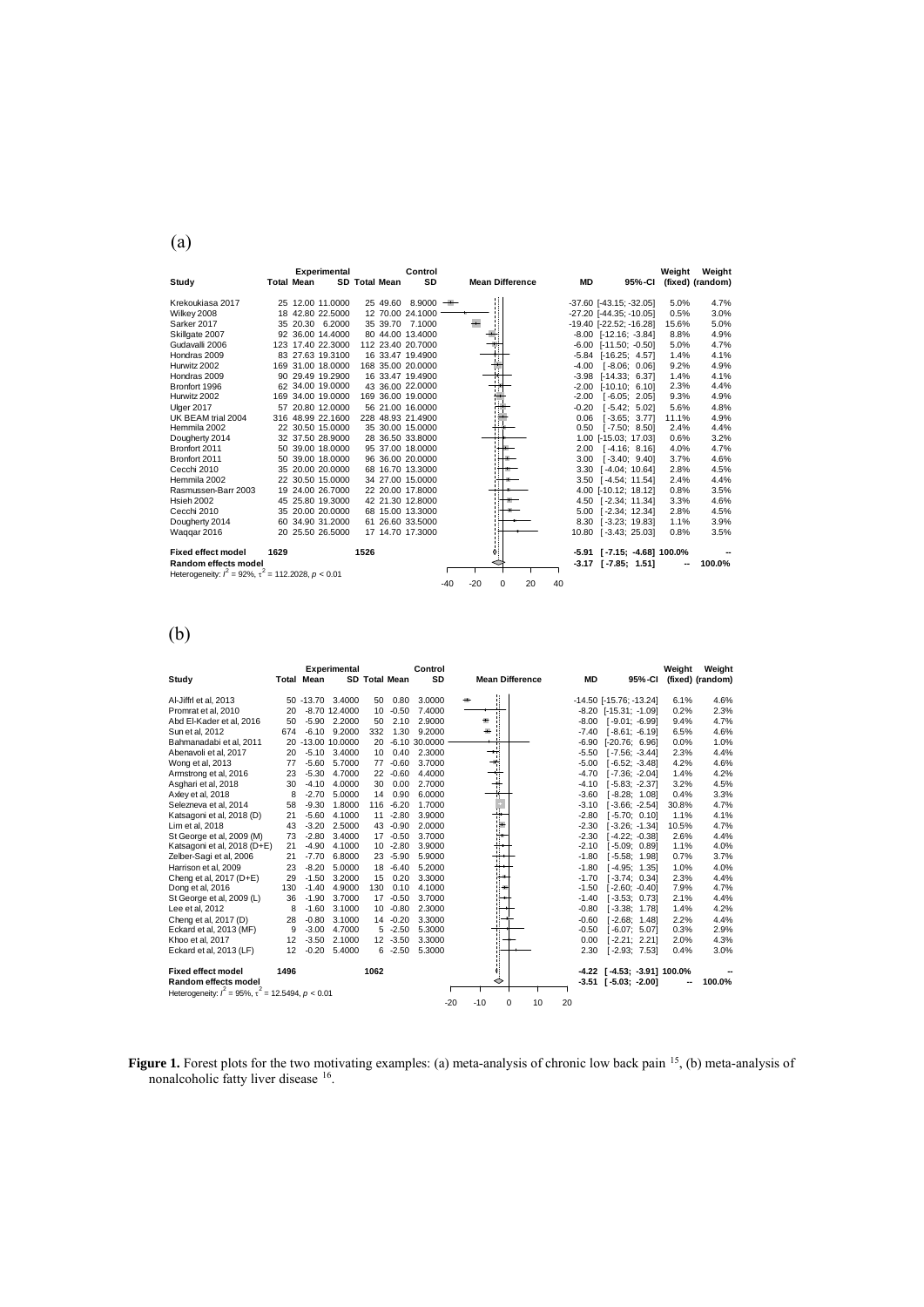(a)

| Study | Experimental Total | Experimental Mean | Experimental SD | Control Total | Control Mean | Control SD | MD | 95%-CI | Weight (fixed) | Weight (random) |
|---|---|---|---|---|---|---|---|---|---|---|
| Krekoukiasa 2017 | 25 | 12.00 | 11.0000 | 25 | 49.60 | 8.9000 | -37.60 | [-43.15; -32.05] | 5.0% | 4.7% |
| Wilkey 2008 | 18 | 42.80 | 22.5000 | 12 | 70.00 | 24.1000 | -27.20 | [-44.35; -10.05] | 0.5% | 3.0% |
| Sarker 2017 | 35 | 20.30 | 6.2000 | 35 | 39.70 | 7.1000 | -19.40 | [-22.52; -16.28] | 15.6% | 5.0% |
| Skillgate 2007 | 92 | 36.00 | 14.4000 | 80 | 44.00 | 13.4000 | -8.00 | [-12.16; -3.84] | 8.8% | 4.9% |
| Gudavalli 2006 | 123 | 17.40 | 22.3000 | 112 | 23.40 | 20.7000 | -6.00 | [-11.50; -0.50] | 5.0% | 4.7% |
| Hondras 2009 | 83 | 27.63 | 19.3100 | 16 | 33.47 | 19.4900 | -5.84 | [-16.25; 4.57] | 1.4% | 4.1% |
| Hurwitz 2002 | 169 | 31.00 | 18.0000 | 168 | 35.00 | 20.0000 | -4.00 | [-8.06; 0.06] | 9.2% | 4.9% |
| Hondras 2009 | 90 | 29.49 | 19.2900 | 16 | 33.47 | 19.4900 | -3.98 | [-14.33; 6.37] | 1.4% | 4.1% |
| Bronfort 1996 | 62 | 34.00 | 19.0000 | 43 | 36.00 | 22.0000 | -2.00 | [-10.10; 6.10] | 2.3% | 4.4% |
| Hurwitz 2002 | 169 | 34.00 | 19.0000 | 169 | 36.00 | 19.0000 | -2.00 | [-6.05; 2.05] | 9.3% | 4.9% |
| Ulger 2017 | 57 | 20.80 | 12.0000 | 56 | 21.00 | 16.0000 | -0.20 | [-5.42; 5.02] | 5.6% | 4.8% |
| UK BEAM trial 2004 | 316 | 48.99 | 22.1600 | 228 | 48.93 | 21.4900 | 0.06 | [-3.65; 3.77] | 11.1% | 4.9% |
| Hemmila 2002 | 22 | 30.50 | 15.0000 | 35 | 30.00 | 15.0000 | 0.50 | [-7.50; 8.50] | 2.4% | 4.4% |
| Dougherty 2014 | 32 | 37.50 | 28.9000 | 28 | 36.50 | 33.8000 | 1.00 | [-15.03; 17.03] | 0.6% | 3.2% |
| Bronfort 2011 | 50 | 39.00 | 18.0000 | 95 | 37.00 | 18.0000 | 2.00 | [-4.16; 8.16] | 4.0% | 4.7% |
| Bronfort 2011 | 50 | 39.00 | 18.0000 | 96 | 36.00 | 20.0000 | 3.00 | [-3.40; 9.40] | 3.7% | 4.6% |
| Cecchi 2010 | 35 | 20.00 | 20.0000 | 68 | 16.70 | 13.3000 | 3.30 | [-4.04; 10.64] | 2.8% | 4.5% |
| Hemmila 2002 | 22 | 30.50 | 15.0000 | 34 | 27.00 | 15.0000 | 3.50 | [-4.54; 11.54] | 2.4% | 4.4% |
| Rasmussen-Barr 2003 | 19 | 24.00 | 26.7000 | 22 | 20.00 | 17.8000 | 4.00 | [-10.12; 18.12] | 0.8% | 3.5% |
| Hsieh 2002 | 45 | 25.80 | 19.3000 | 42 | 21.30 | 12.8000 | 4.50 | [-2.34; 11.34] | 3.3% | 4.6% |
| Cecchi 2010 | 35 | 20.00 | 20.0000 | 68 | 15.00 | 13.3000 | 5.00 | [-2.34; 12.34] | 2.8% | 4.5% |
| Dougherty 2014 | 60 | 34.90 | 31.2000 | 61 | 26.60 | 33.5000 | 8.30 | [-3.23; 19.83] | 1.1% | 3.9% |
| Waqqar 2016 | 20 | 25.50 | 26.5000 | 17 | 14.70 | 17.3000 | 10.80 | [-3.43; 25.03] | 0.8% | 3.5% |
| **Fixed effect model** | **1629** | | | **1526** | | | **-5.91** | **[-7.15; -4.68]** | **100.0%** | -- |
| **Random effects model** | | | | | | | **-3.17** | **[-7.85; 1.51]** | -- | **100.0%** |

Heterogeneity: $I^2 = 92\%$, $\tau^2 = 112.2028$, $p < 0.01$

(b)

| Study | Experimental Total | Experimental Mean | Experimental SD | Control Total | Control Mean | Control SD | MD | 95%-CI | Weight (fixed) | Weight (random) |
|---|---|---|---|---|---|---|---|---|---|---|
| Al-Jiffrl et al, 2013 | 50 | -13.70 | 3.4000 | 50 | 0.80 | 3.0000 | -14.50 | [-15.76; -13.24] | 6.1% | 4.6% |
| Promrat et al, 2010 | 20 | -8.70 | 12.4000 | 10 | -0.50 | 7.4000 | -8.20 | [-15.31; -1.09] | 0.2% | 2.3% |
| Abd El-Kader et al, 2016 | 50 | -5.90 | 2.2000 | 50 | 2.10 | 2.9000 | -8.00 | [-9.01; -6.99] | 9.4% | 4.7% |
| Sun et al, 2012 | 674 | -6.10 | 9.2000 | 332 | 1.30 | 9.2000 | -7.40 | [-8.61; -6.19] | 6.5% | 4.6% |
| Bahmanadabi et al, 2011 | 20 | -13.00 | 10.0000 | 20 | -6.10 | 30.0000 | -6.90 | [-20.76; 6.96] | 0.0% | 1.0% |
| Abenavoli et al, 2017 | 20 | -5.10 | 3.4000 | 10 | 0.40 | 2.3000 | -5.50 | [-7.56; -3.44] | 2.3% | 4.4% |
| Wong et al, 2013 | 77 | -5.60 | 5.7000 | 77 | -0.60 | 3.7000 | -5.00 | [-6.52; -3.48] | 4.2% | 4.6% |
| Armstrong et al, 2016 | 23 | -5.30 | 4.7000 | 22 | -0.60 | 4.4000 | -4.70 | [-7.36; -2.04] | 1.4% | 4.2% |
| Asghari et al, 2018 | 30 | -4.10 | 4.0000 | 30 | 0.00 | 2.7000 | -4.10 | [-5.83; -2.37] | 3.2% | 4.5% |
| Axley et al, 2018 | 8 | -2.70 | 5.0000 | 14 | 0.90 | 6.0000 | -3.60 | [-8.28; 1.08] | 0.4% | 3.3% |
| Selezneva et al, 2014 | 58 | -9.30 | 1.8000 | 116 | -6.20 | 1.7000 | -3.10 | [-3.66; -2.54] | 30.8% | 4.7% |
| Katsagoni et al, 2018 (D) | 21 | -5.60 | 4.1000 | 11 | -2.80 | 3.9000 | -2.80 | [-5.70; 0.10] | 1.1% | 4.1% |
| Lim et al, 2018 | 43 | -3.20 | 2.5000 | 43 | -0.90 | 2.0000 | -2.30 | [-3.26; -1.34] | 10.5% | 4.7% |
| St George et al, 2009 (M) | 73 | -2.80 | 3.4000 | 17 | -0.50 | 3.7000 | -2.30 | [-4.22; -0.38] | 2.6% | 4.4% |
| Katsagoni et al, 2018 (D+E) | 21 | -4.90 | 4.1000 | 10 | -2.80 | 3.9000 | -2.10 | [-5.09; 0.89] | 1.1% | 4.0% |
| Zelber-Sagi et al, 2006 | 21 | -7.70 | 6.8000 | 23 | -5.90 | 5.9000 | -1.80 | [-5.58; 1.98] | 0.7% | 3.7% |
| Harrison et al, 2009 | 23 | -8.20 | 5.0000 | 18 | -6.40 | 5.2000 | -1.80 | [-4.95; 1.35] | 1.0% | 4.0% |
| Cheng et al, 2017 (D+E) | 29 | -1.50 | 3.2000 | 15 | 0.20 | 3.3000 | -1.70 | [-3.74; 0.34] | 2.3% | 4.4% |
| Dong et al, 2016 | 130 | -1.40 | 4.9000 | 130 | 0.10 | 4.1000 | -1.50 | [-2.60; -0.40] | 7.9% | 4.7% |
| St George et al, 2009 (L) | 36 | -1.90 | 3.7000 | 17 | -0.50 | 3.7000 | -1.40 | [-3.53; 0.73] | 2.1% | 4.4% |
| Lee et al, 2012 | 8 | -1.60 | 3.1000 | 10 | -0.80 | 2.3000 | -0.80 | [-3.38; 1.78] | 1.4% | 4.2% |
| Cheng et al, 2017 (D) | 28 | -0.80 | 3.1000 | 14 | -0.20 | 3.3000 | -0.60 | [-2.68; 1.48] | 2.2% | 4.4% |
| Eckard et al, 2013 (MF) | 9 | -3.00 | 4.7000 | 5 | -2.50 | 5.3000 | -0.50 | [-6.07; 5.07] | 0.3% | 2.9% |
| Khoo et al, 2017 | 12 | -3.50 | 2.1000 | 12 | -3.50 | 3.3000 | 0.00 | [-2.21; 2.21] | 2.0% | 4.3% |
| Eckard et al, 2013 (LF) | 12 | -0.20 | 5.4000 | 6 | -2.50 | 5.3000 | 2.30 | [-2.93; 7.53] | 0.4% | 3.0% |
| **Fixed effect model** | **1496** | | | **1062** | | | **-4.22** | **[-4.53; -3.91]** | **100.0%** | -- |
| **Random effects model** | | | | | | | **-3.51** | **[-5.03; -2.00]** | -- | **100.0%** |

Heterogeneity: $I^2 = 95\%$, $\tau^2 = 12.5494$, $p < 0.01$

**Figure 1.** Forest plots for the two motivating examples: (a) meta-analysis of chronic low back pain [15], (b) meta-analysis of nonalcoholic fatty liver disease [16].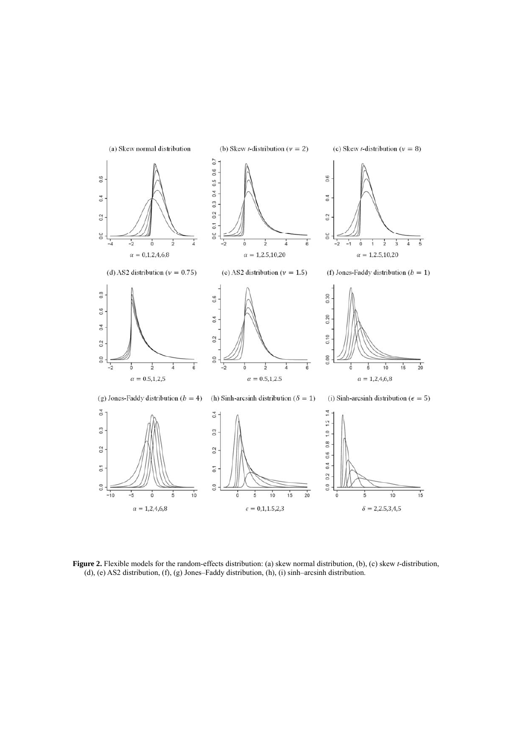**Figure 2.** Flexible models for the random-effects distribution: (a) skew normal distribution, (b), (c) skew $t$-distribution, (d), (e) AS2 distribution, (f), (g) Jones–Faddy distribution, (h), (i) sinh–arcsinh distribution.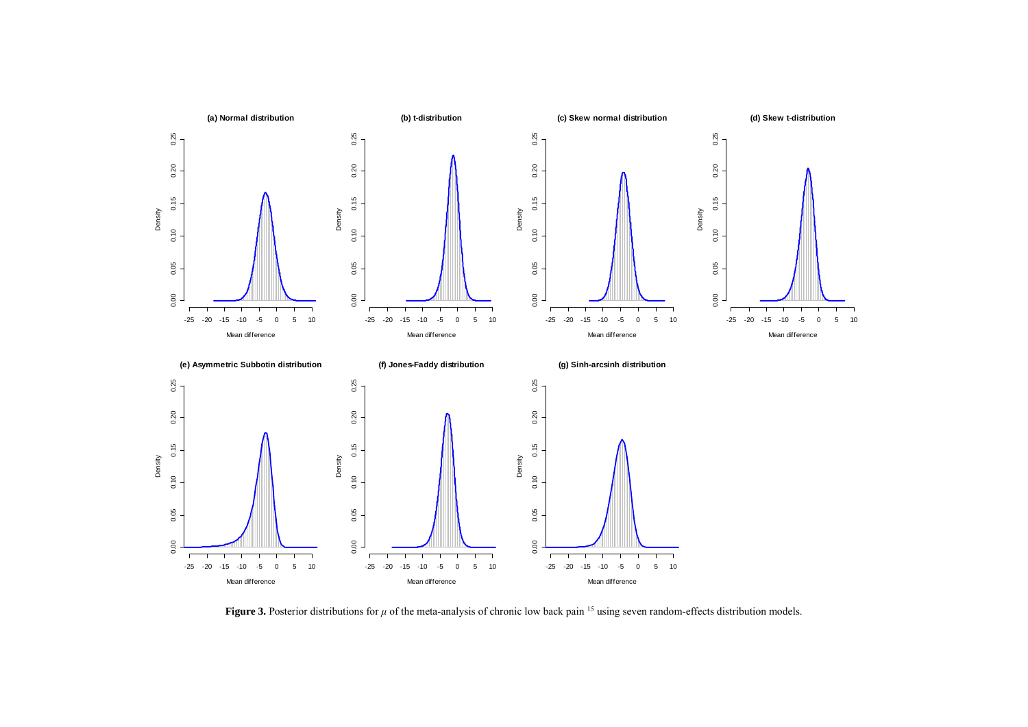**Figure 3.** Posterior distributions for $\mu$ of the meta-analysis of chronic low back pain [15] using seven random-effects distribution models.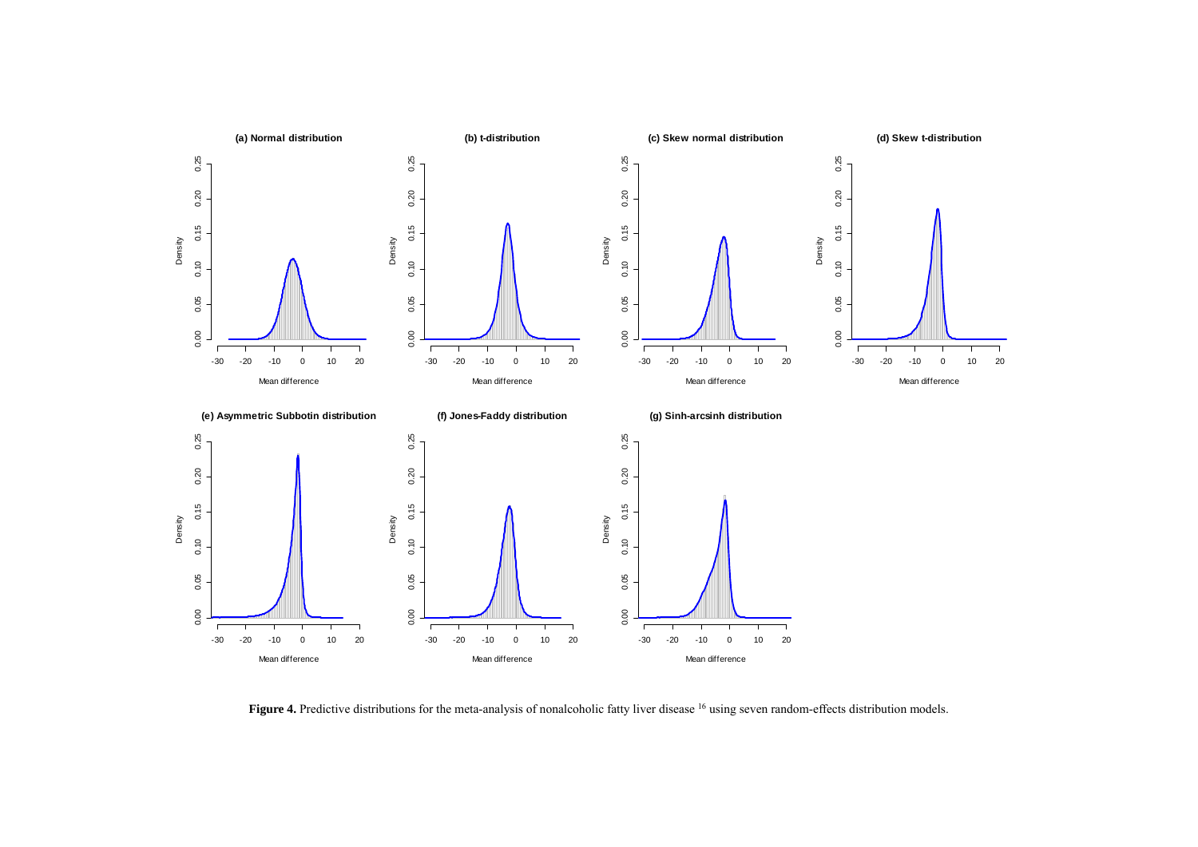**Figure 4.** Predictive distributions for the meta-analysis of nonalcoholic fatty liver disease [16] using seven random-effects distribution models.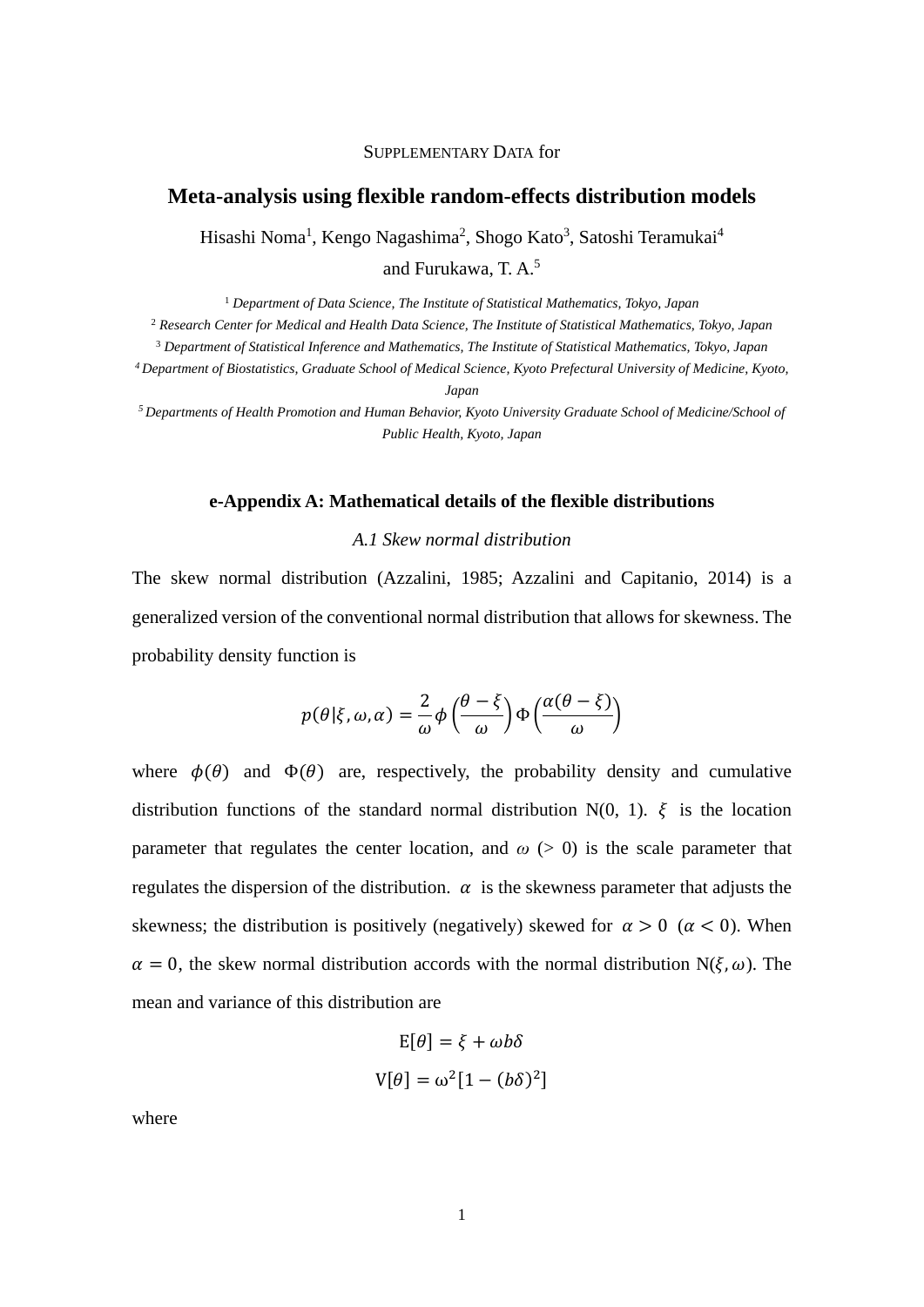SUPPLEMENTARY DATA for

# Meta-analysis using flexible random-effects distribution models

Hisashi Noma[1], Kengo Nagashima[2], Shogo Kato[3], Satoshi Teramukai[4] and Furukawa, T. A.[5]

[1] *Department of Data Science, The Institute of Statistical Mathematics, Tokyo, Japan*

[2] *Research Center for Medical and Health Data Science, The Institute of Statistical Mathematics, Tokyo, Japan*

[3] *Department of Statistical Inference and Mathematics, The Institute of Statistical Mathematics, Tokyo, Japan*

[4] *Department of Biostatistics, Graduate School of Medical Science, Kyoto Prefectural University of Medicine, Kyoto, Japan*

[5] *Departments of Health Promotion and Human Behavior, Kyoto University Graduate School of Medicine/School of Public Health, Kyoto, Japan*

## e-Appendix A: Mathematical details of the flexible distributions

### *A.1 Skew normal distribution*

The skew normal distribution (Azzalini, 1985; Azzalini and Capitanio, 2014) is a generalized version of the conventional normal distribution that allows for skewness. The probability density function is

$$p(\theta|\xi,\omega,\alpha) = \frac{2}{\omega}\phi\left(\frac{\theta-\xi}{\omega}\right)\Phi\left(\frac{\alpha(\theta-\xi)}{\omega}\right)$$

where $\phi(\theta)$ and $\Phi(\theta)$ are, respectively, the probability density and cumulative distribution functions of the standard normal distribution N(0, 1). $\xi$ is the location parameter that regulates the center location, and $\omega$ (> 0) is the scale parameter that regulates the dispersion of the distribution. $\alpha$ is the skewness parameter that adjusts the skewness; the distribution is positively (negatively) skewed for $\alpha > 0$ $(\alpha < 0)$. When $\alpha = 0$, the skew normal distribution accords with the normal distribution $\mathrm{N}(\xi, \omega)$. The mean and variance of this distribution are

$$\mathrm{E}[\theta] = \xi + \omega b\delta$$

$$\mathrm{V}[\theta] = \omega^2[1-(b\delta)^2]$$

where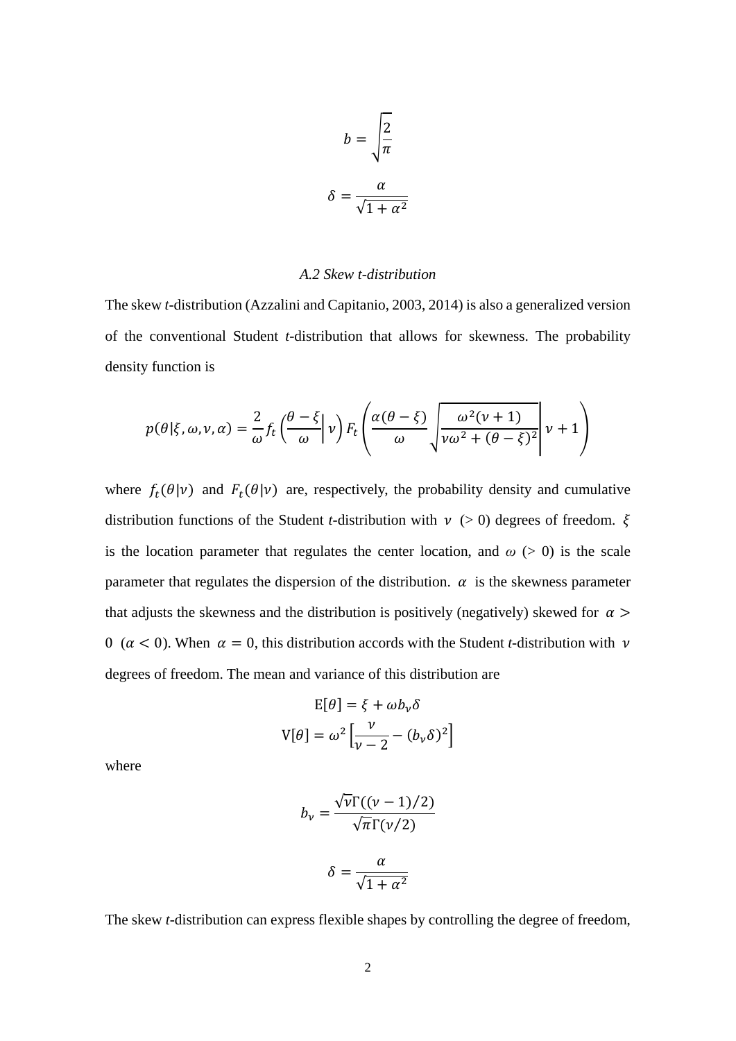$$b = \sqrt{\frac{2}{\pi}}$$

$$\delta = \frac{\alpha}{\sqrt{1+\alpha^2}}$$

### *A.2 Skew t-distribution*

The skew *t*-distribution (Azzalini and Capitanio, 2003, 2014) is also a generalized version of the conventional Student *t*-distribution that allows for skewness. The probability density function is

$$p(\theta|\xi,\omega,\nu,\alpha) = \frac{2}{\omega} f_t\left(\frac{\theta-\xi}{\omega}\middle|\,\nu\right) F_t\left(\frac{\alpha(\theta-\xi)}{\omega}\sqrt{\frac{\omega^2(\nu+1)}{\nu\omega^2+(\theta-\xi)^2}}\,\middle|\,\nu+1\right)$$

where $f_t(\theta|\nu)$ and $F_t(\theta|\nu)$ are, respectively, the probability density and cumulative distribution functions of the Student *t*-distribution with $\nu$ (> 0) degrees of freedom. $\xi$ is the location parameter that regulates the center location, and $\omega$ (> 0) is the scale parameter that regulates the dispersion of the distribution. $\alpha$ is the skewness parameter that adjusts the skewness and the distribution is positively (negatively) skewed for $\alpha > 0$ ($\alpha < 0$). When $\alpha = 0$, this distribution accords with the Student *t*-distribution with $\nu$ degrees of freedom. The mean and variance of this distribution are

$$\mathrm{E}[\theta] = \xi + \omega b_\nu \delta$$
$$\mathrm{V}[\theta] = \omega^2\left[\frac{\nu}{\nu-2} - (b_\nu\delta)^2\right]$$

where

$$b_\nu = \frac{\sqrt{\nu}\,\Gamma((\nu-1)/2)}{\sqrt{\pi}\,\Gamma(\nu/2)}$$

$$\delta = \frac{\alpha}{\sqrt{1+\alpha^2}}$$

The skew *t*-distribution can express flexible shapes by controlling the degree of freedom,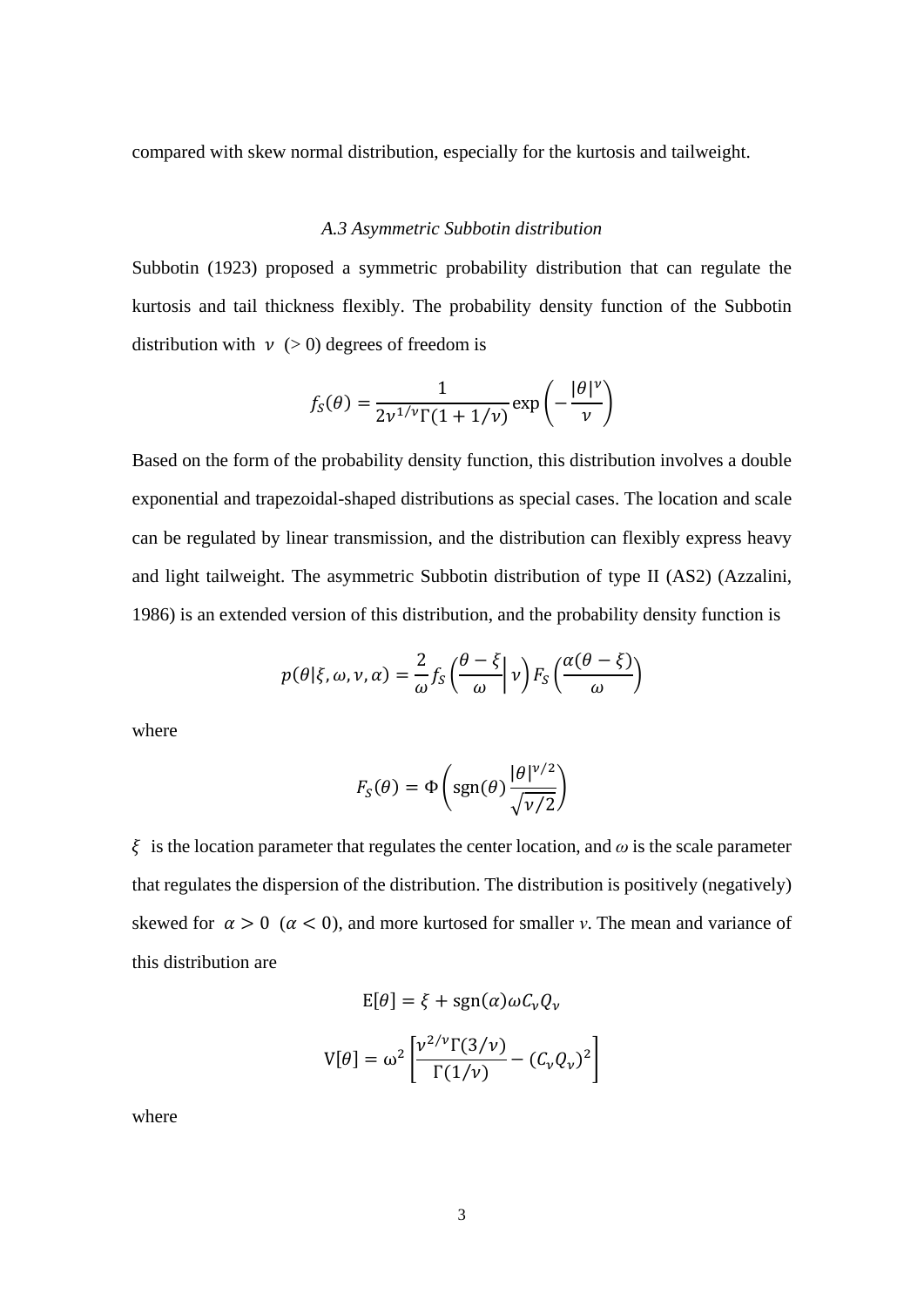compared with skew normal distribution, especially for the kurtosis and tailweight.

### *A.3 Asymmetric Subbotin distribution*

Subbotin (1923) proposed a symmetric probability distribution that can regulate the kurtosis and tail thickness flexibly. The probability density function of the Subbotin distribution with $\nu$ (> 0) degrees of freedom is

$$f_S(\theta) = \frac{1}{2\nu^{1/\nu}\Gamma(1 + 1/\nu)} \exp\left(-\frac{|\theta|^\nu}{\nu}\right)$$

Based on the form of the probability density function, this distribution involves a double exponential and trapezoidal-shaped distributions as special cases. The location and scale can be regulated by linear transmission, and the distribution can flexibly express heavy and light tailweight. The asymmetric Subbotin distribution of type II (AS2) (Azzalini, 1986) is an extended version of this distribution, and the probability density function is

$$p(\theta|\xi, \omega, \nu, \alpha) = \frac{2}{\omega} f_S\left(\frac{\theta - \xi}{\omega}\middle|\, \nu\right) F_S\left(\frac{\alpha(\theta - \xi)}{\omega}\right)$$

where

$$F_S(\theta) = \Phi\left(\mathrm{sgn}(\theta)\frac{|\theta|^{\nu/2}}{\sqrt{\nu/2}}\right)$$

$\xi$ is the location parameter that regulates the center location, and $\omega$ is the scale parameter that regulates the dispersion of the distribution. The distribution is positively (negatively) skewed for $\alpha > 0$ ($\alpha < 0$), and more kurtosed for smaller $\nu$. The mean and variance of this distribution are

$$\mathrm{E}[\theta] = \xi + \mathrm{sgn}(\alpha)\omega C_\nu Q_\nu$$

$$\mathrm{V}[\theta] = \omega^2 \left[\frac{\nu^{2/\nu}\Gamma(3/\nu)}{\Gamma(1/\nu)} - (C_\nu Q_\nu)^2\right]$$

where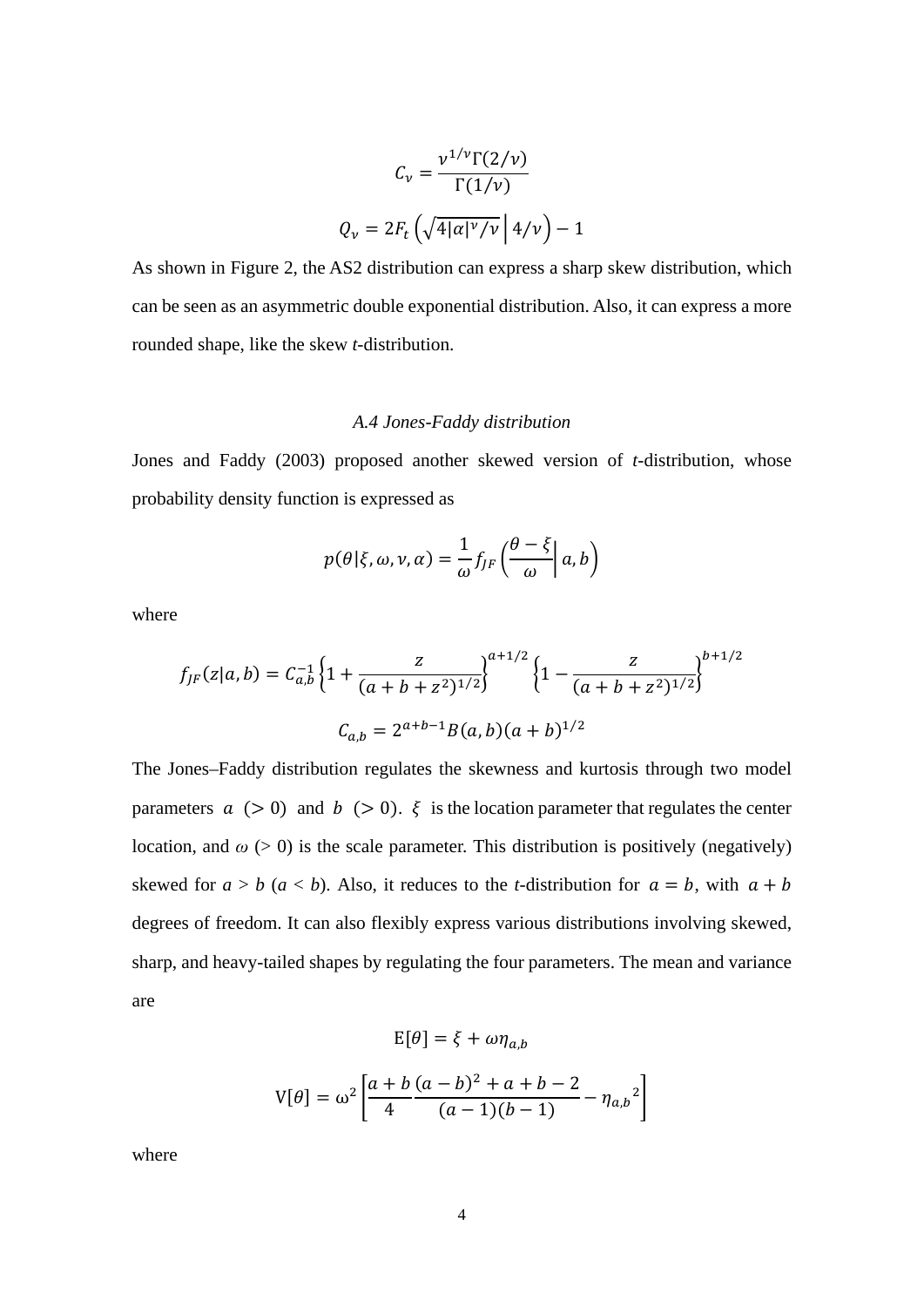$$C_\nu = \frac{\nu^{1/\nu}\Gamma(2/\nu)}{\Gamma(1/\nu)}$$

$$Q_\nu = 2F_t\left(\sqrt{4|\alpha|^\nu/\nu}\,\middle|\,4/\nu\right) - 1$$

As shown in Figure 2, the AS2 distribution can express a sharp skew distribution, which can be seen as an asymmetric double exponential distribution. Also, it can express a more rounded shape, like the skew *t*-distribution.

### *A.4 Jones-Faddy distribution*

Jones and Faddy (2003) proposed another skewed version of *t*-distribution, whose probability density function is expressed as

$$p(\theta|\xi,\omega,\nu,\alpha) = \frac{1}{\omega} f_{JF}\left(\frac{\theta-\xi}{\omega}\middle|\, a, b\right)$$

where

$$f_{JF}(z|a,b) = C_{a,b}^{-1}\left\{1+\frac{z}{(a+b+z^2)^{1/2}}\right\}^{a+1/2}\left\{1-\frac{z}{(a+b+z^2)^{1/2}}\right\}^{b+1/2}$$

$$C_{a,b} = 2^{a+b-1}B(a,b)(a+b)^{1/2}$$

The Jones–Faddy distribution regulates the skewness and kurtosis through two model parameters $a$ $(>0)$ and $b$ $(>0)$. $\xi$ is the location parameter that regulates the center location, and $\omega$ $(>0)$ is the scale parameter. This distribution is positively (negatively) skewed for $a > b$ ($a < b$). Also, it reduces to the *t*-distribution for $a = b$, with $a + b$ degrees of freedom. It can also flexibly express various distributions involving skewed, sharp, and heavy-tailed shapes by regulating the four parameters. The mean and variance are

$$\mathrm{E}[\theta] = \xi + \omega\eta_{a,b}$$

$$\mathrm{V}[\theta] = \omega^2\left[\frac{a+b}{4}\frac{(a-b)^2+a+b-2}{(a-1)(b-1)} - {\eta_{a,b}}^2\right]$$

where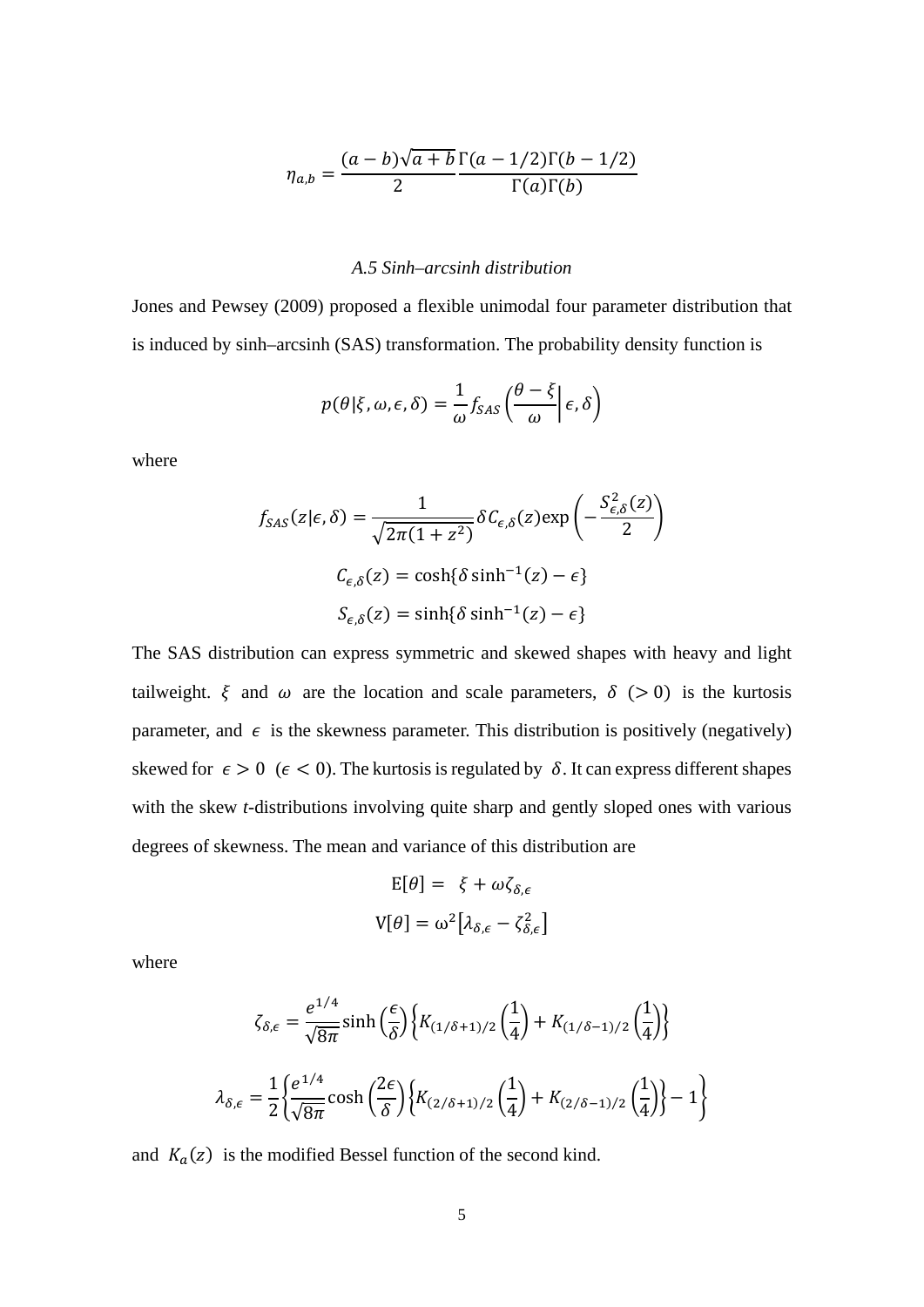$$\eta_{a,b} = \frac{(a-b)\sqrt{a+b}}{2} \frac{\Gamma(a-1/2)\Gamma(b-1/2)}{\Gamma(a)\Gamma(b)}$$

### *A.5 Sinh–arcsinh distribution*

Jones and Pewsey (2009) proposed a flexible unimodal four parameter distribution that is induced by sinh–arcsinh (SAS) transformation. The probability density function is

$$p(\theta|\xi,\omega,\epsilon,\delta) = \frac{1}{\omega} f_{SAS}\left(\frac{\theta-\xi}{\omega}\middle|\epsilon,\delta\right)$$

where

$$f_{SAS}(z|\epsilon,\delta) = \frac{1}{\sqrt{2\pi(1+z^2)}} \delta C_{\epsilon,\delta}(z) \exp\left(-\frac{S_{\epsilon,\delta}^2(z)}{2}\right)$$

$$C_{\epsilon,\delta}(z) = \cosh\{\delta \sinh^{-1}(z) - \epsilon\}$$

$$S_{\epsilon,\delta}(z) = \sinh\{\delta \sinh^{-1}(z) - \epsilon\}$$

The SAS distribution can express symmetric and skewed shapes with heavy and light tailweight. $\xi$ and $\omega$ are the location and scale parameters, $\delta$ $(>0)$ is the kurtosis parameter, and $\epsilon$ is the skewness parameter. This distribution is positively (negatively) skewed for $\epsilon > 0$ $(\epsilon < 0)$. The kurtosis is regulated by $\delta$. It can express different shapes with the skew *t*-distributions involving quite sharp and gently sloped ones with various degrees of skewness. The mean and variance of this distribution are

$$\mathrm{E}[\theta] = \xi + \omega\zeta_{\delta,\epsilon}$$

$$\mathrm{V}[\theta] = \omega^2\left[\lambda_{\delta,\epsilon} - \zeta_{\delta,\epsilon}^2\right]$$

where

$$\zeta_{\delta,\epsilon} = \frac{e^{1/4}}{\sqrt{8\pi}} \sinh\left(\frac{\epsilon}{\delta}\right)\left\{K_{(1/\delta+1)/2}\left(\frac{1}{4}\right) + K_{(1/\delta-1)/2}\left(\frac{1}{4}\right)\right\}$$

$$\lambda_{\delta,\epsilon} = \frac{1}{2}\left\{\frac{e^{1/4}}{\sqrt{8\pi}} \cosh\left(\frac{2\epsilon}{\delta}\right)\left\{K_{(2/\delta+1)/2}\left(\frac{1}{4}\right) + K_{(2/\delta-1)/2}\left(\frac{1}{4}\right)\right\} - 1\right\}$$

and $K_a(z)$ is the modified Bessel function of the second kind.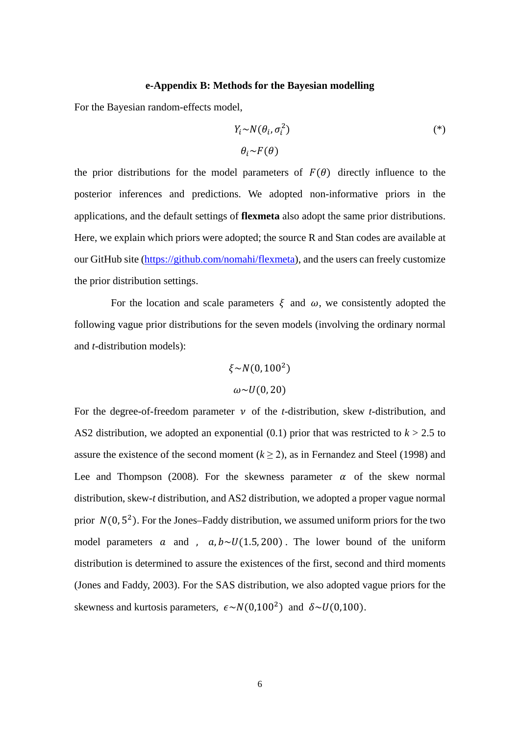**e-Appendix B: Methods for the Bayesian modelling**

For the Bayesian random-effects model,

$$Y_i \sim N(\theta_i, \sigma_i^2) \tag{*}$$
$$\theta_i \sim F(\theta)$$

the prior distributions for the model parameters of $F(\theta)$ directly influence to the posterior inferences and predictions. We adopted non-informative priors in the applications, and the default settings of **flexmeta** also adopt the same prior distributions. Here, we explain which priors were adopted; the source R and Stan codes are available at our GitHub site (https://github.com/nomahi/flexmeta), and the users can freely customize the prior distribution settings.

For the location and scale parameters $\xi$ and $\omega$, we consistently adopted the following vague prior distributions for the seven models (involving the ordinary normal and *t*-distribution models):

$$\xi \sim N(0, 100^2)$$
$$\omega \sim U(0, 20)$$

For the degree-of-freedom parameter $\nu$ of the *t*-distribution, skew *t*-distribution, and AS2 distribution, we adopted an exponential (0.1) prior that was restricted to $k > 2.5$ to assure the existence of the second moment ($k \geq 2$), as in Fernandez and Steel (1998) and Lee and Thompson (2008). For the skewness parameter $\alpha$ of the skew normal distribution, skew-*t* distribution, and AS2 distribution, we adopted a proper vague normal prior $N(0, 5^2)$. For the Jones–Faddy distribution, we assumed uniform priors for the two model parameters $a$ and , $a, b \sim U(1.5, 200)$. The lower bound of the uniform distribution is determined to assure the existences of the first, second and third moments (Jones and Faddy, 2003). For the SAS distribution, we also adopted vague priors for the skewness and kurtosis parameters, $\epsilon \sim N(0, 100^2)$ and $\delta \sim U(0, 100)$.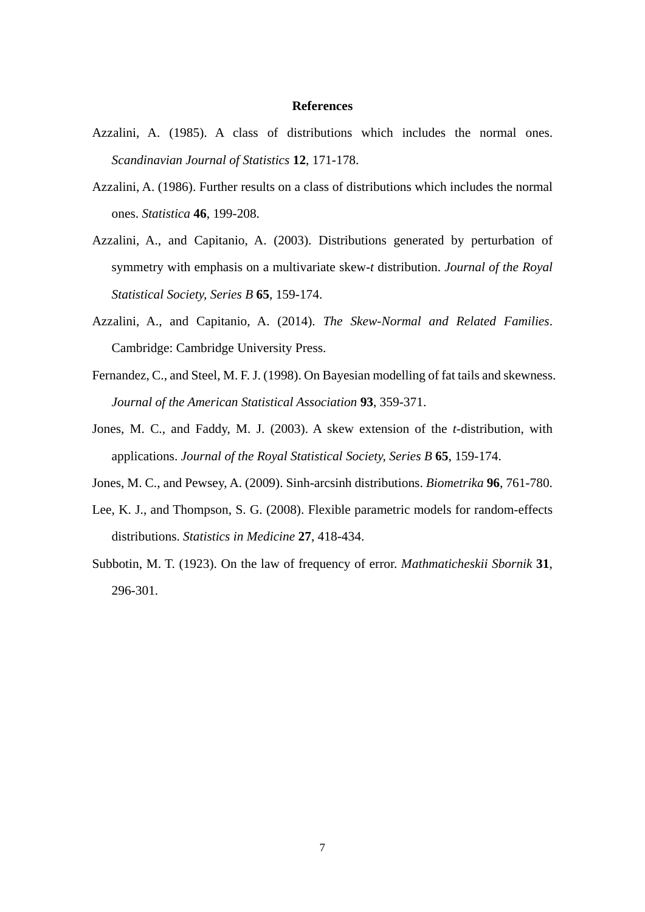## References

Azzalini, A. (1985). A class of distributions which includes the normal ones. *Scandinavian Journal of Statistics* **12**, 171-178.

Azzalini, A. (1986). Further results on a class of distributions which includes the normal ones. *Statistica* **46**, 199-208.

Azzalini, A., and Capitanio, A. (2003). Distributions generated by perturbation of symmetry with emphasis on a multivariate skew-*t* distribution. *Journal of the Royal Statistical Society, Series B* **65**, 159-174.

Azzalini, A., and Capitanio, A. (2014). *The Skew-Normal and Related Families*. Cambridge: Cambridge University Press.

Fernandez, C., and Steel, M. F. J. (1998). On Bayesian modelling of fat tails and skewness. *Journal of the American Statistical Association* **93**, 359-371.

Jones, M. C., and Faddy, M. J. (2003). A skew extension of the *t*-distribution, with applications. *Journal of the Royal Statistical Society, Series B* **65**, 159-174.

Jones, M. C., and Pewsey, A. (2009). Sinh-arcsinh distributions. *Biometrika* **96**, 761-780.

Lee, K. J., and Thompson, S. G. (2008). Flexible parametric models for random-effects distributions. *Statistics in Medicine* **27**, 418-434.

Subbotin, M. T. (1923). On the law of frequency of error. *Mathmaticheskii Sbornik* **31**, 296-301.